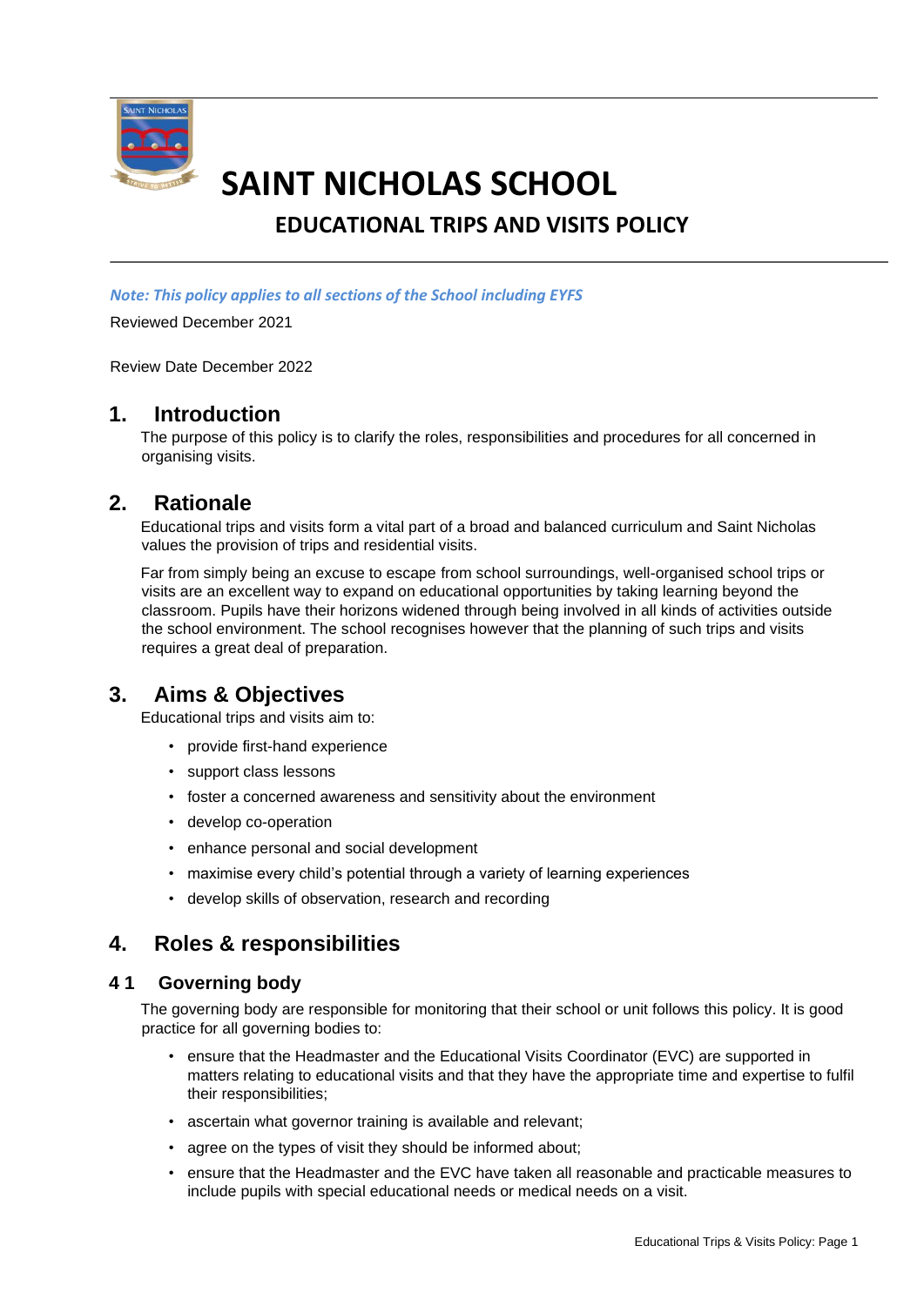# SAINT NICHOLAS SCHOOL

## EDUCATIONAL TRIPS AND VISITS POLICY

*Note: This policy applies to all sections of the School including EYFS*

Reviewed December 2021

Review Date December 2022

## 1. Introduction

The purpose of this policy is to clarify the roles, responsibilities and procedures for all concerned in organising visits.

## 2. Rationale

Educational trips and visits form a vital part of a broad and balanced curriculum and Saint Nicholas values the provision of trips and residential visits.

Far from simply being an excuse to escape from school surroundings, well-organised school trips or visits are an excellent way to expand on educational opportunities by taking learning beyond the classroom. Pupils have their horizons widened through being involved in all kinds of activities outside the school environment. The school recognises however that the planning of such trips and visits requires a great deal of preparation.

## 3. Aims & Objectives

Educational trips and visits aim to:

- provide first-hand experience
- support class lessons
- foster a concerned awareness and sensitivity about the environment
- develop co-operation
- enhance personal and social development
- maximise every child's potential through a variety of learning experiences
- develop skills of observation, research and recording

## 4. Roles & responsibilities

### 4 1 Governing body

The governing body are responsible for monitoring that their school or unit follows this policy. It is good practice for all governing bodies to:

- ensure that the Headmaster and the Educational Visits Coordinator (EVC) are supported in matters relating to educational visits and that they have the appropriate time and expertise to fulfil their responsibilities;
- ascertain what governor training is available and relevant;
- agree on the types of visit they should be informed about;
- ensure that the Headmaster and the EVC have taken all reasonable and practicable measures to include pupils with special educational needs or medical needs on a visit.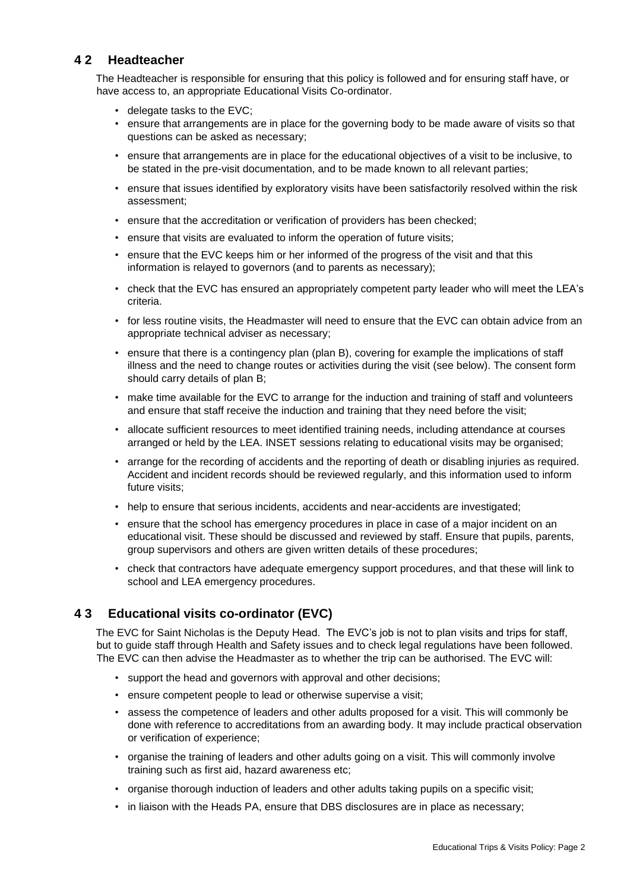## 4 2 Headteacher

The Headteacher is responsible for ensuring that this policy is followed and for ensuring staff have, or have access to, an appropriate Educational Visits Co-ordinator.

- delegate tasks to the EVC;
- ensure that arrangements are in place for the governing body to be made aware of visits so that questions can be asked as necessary;
- ensure that arrangements are in place for the educational objectives of a visit to be inclusive, to be stated in the pre-visit documentation, and to be made known to all relevant parties;
- ensure that issues identified by exploratory visits have been satisfactorily resolved within the risk assessment;
- ensure that the accreditation or verification of providers has been checked;
- ensure that visits are evaluated to inform the operation of future visits;
- ensure that the EVC keeps him or her informed of the progress of the visit and that this information is relayed to governors (and to parents as necessary);
- check that the EVC has ensured an appropriately competent party leader who will meet the LEA's criteria.
- for less routine visits, the Headmaster will need to ensure that the EVC can obtain advice from an appropriate technical adviser as necessary;
- ensure that there is a contingency plan (plan B), covering for example the implications of staff illness and the need to change routes or activities during the visit (see below). The consent form should carry details of plan B;
- make time available for the EVC to arrange for the induction and training of staff and volunteers and ensure that staff receive the induction and training that they need before the visit;
- allocate sufficient resources to meet identified training needs, including attendance at courses arranged or held by the LEA. INSET sessions relating to educational visits may be organised;
- arrange for the recording of accidents and the reporting of death or disabling injuries as required. Accident and incident records should be reviewed regularly, and this information used to inform future visits;
- help to ensure that serious incidents, accidents and near-accidents are investigated;
- ensure that the school has emergency procedures in place in case of a major incident on an educational visit. These should be discussed and reviewed by staff. Ensure that pupils, parents, group supervisors and others are given written details of these procedures;
- check that contractors have adequate emergency support procedures, and that these will link to school and LEA emergency procedures.

## 4 3 Educational visits co-ordinator (EVC)

The EVC for Saint Nicholas is the Deputy Head. The EVC's job is not to plan visits and trips for staff, but to guide staff through Health and Safety issues and to check legal regulations have been followed. The EVC can then advise the Headmaster as to whether the trip can be authorised. The EVC will:

- support the head and governors with approval and other decisions;
- ensure competent people to lead or otherwise supervise a visit;
- assess the competence of leaders and other adults proposed for a visit. This will commonly be done with reference to accreditations from an awarding body. It may include practical observation or verification of experience;
- organise the training of leaders and other adults going on a visit. This will commonly involve training such as first aid, hazard awareness etc;
- organise thorough induction of leaders and other adults taking pupils on a specific visit;
- in liaison with the Heads PA, ensure that DBS disclosures are in place as necessary;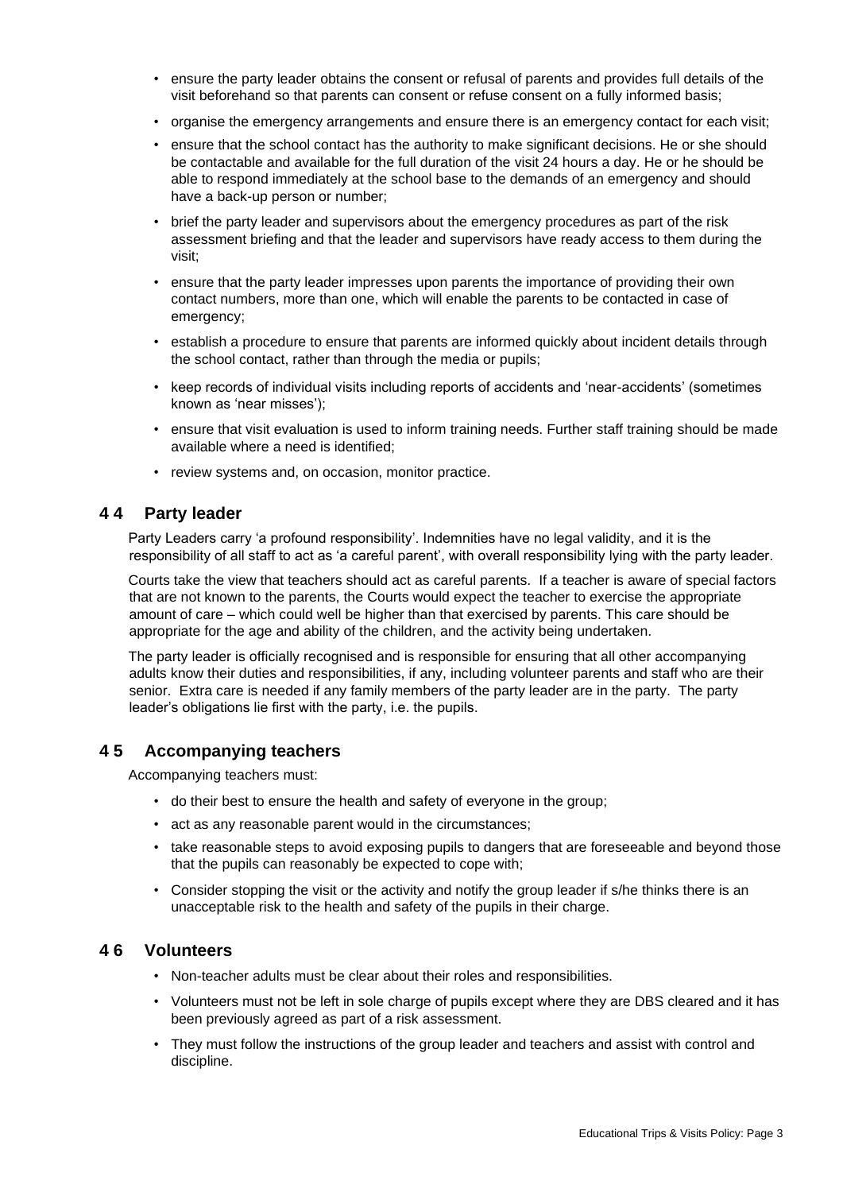- ensure the party leader obtains the consent or refusal of parents and provides full details of the visit beforehand so that parents can consent or refuse consent on a fully informed basis;
- organise the emergency arrangements and ensure there is an emergency contact for each visit;
- ensure that the school contact has the authority to make significant decisions. He or she should be contactable and available for the full duration of the visit 24 hours a day. He or he should be able to respond immediately at the school base to the demands of an emergency and should have a back-up person or number;
- brief the party leader and supervisors about the emergency procedures as part of the risk assessment briefing and that the leader and supervisors have ready access to them during the visit;
- ensure that the party leader impresses upon parents the importance of providing their own contact numbers, more than one, which will enable the parents to be contacted in case of emergency;
- establish a procedure to ensure that parents are informed quickly about incident details through the school contact, rather than through the media or pupils;
- keep records of individual visits including reports of accidents and 'near-accidents' (sometimes known as 'near misses');
- ensure that visit evaluation is used to inform training needs. Further staff training should be made available where a need is identified;
- review systems and, on occasion, monitor practice.

## 4 4 Party leader

Party Leaders carry 'a profound responsibility'. Indemnities have no legal validity, and it is the responsibility of all staff to act as 'a careful parent', with overall responsibility lying with the party leader.

Courts take the view that teachers should act as careful parents. If a teacher is aware of special factors that are not known to the parents, the Courts would expect the teacher to exercise the appropriate amount of care – which could well be higher than that exercised by parents. This care should be appropriate for the age and ability of the children, and the activity being undertaken.

The party leader is officially recognised and is responsible for ensuring that all other accompanying adults know their duties and responsibilities, if any, including volunteer parents and staff who are their senior. Extra care is needed if any family members of the party leader are in the party. The party leader's obligations lie first with the party, i.e. the pupils.

## 4 5 Accompanying teachers

Accompanying teachers must:

- do their best to ensure the health and safety of everyone in the group;
- act as any reasonable parent would in the circumstances;
- take reasonable steps to avoid exposing pupils to dangers that are foreseeable and beyond those that the pupils can reasonably be expected to cope with;
- Consider stopping the visit or the activity and notify the group leader if s/he thinks there is an unacceptable risk to the health and safety of the pupils in their charge.

## 4 6 Volunteers

- Non-teacher adults must be clear about their roles and responsibilities.
- Volunteers must not be left in sole charge of pupils except where they are DBS cleared and it has been previously agreed as part of a risk assessment.
- They must follow the instructions of the group leader and teachers and assist with control and discipline.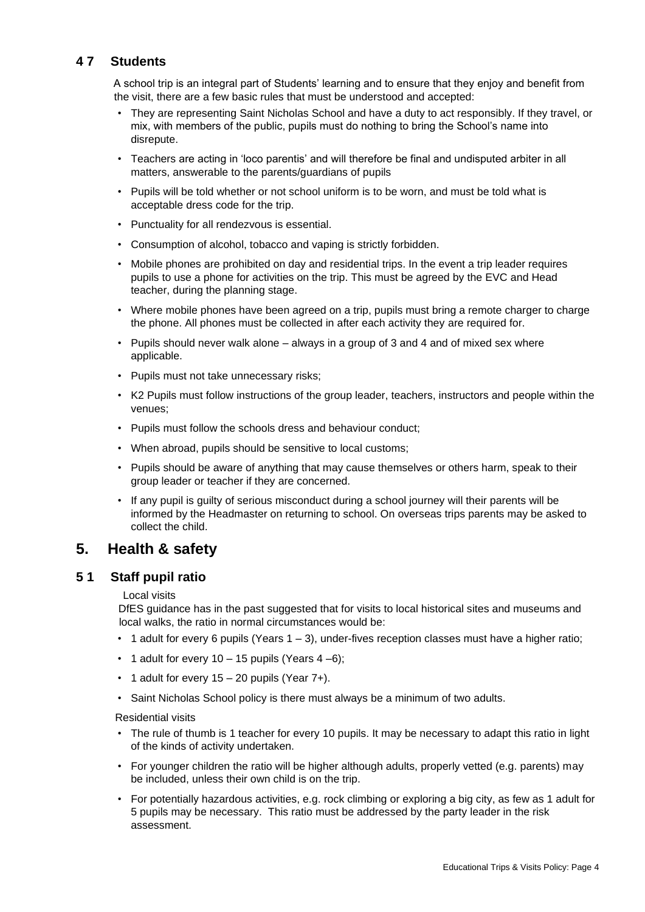### 4 7 Students

A school trip is an integral part of Students' learning and to ensure that they enjoy and benefit from the visit, there are a few basic rules that must be understood and accepted:

- They are representing Saint Nicholas School and have a duty to act responsibly. If they travel, or mix, with members of the public, pupils must do nothing to bring the School's name into disrepute.
- Teachers are acting in 'loco parentis' and will therefore be final and undisputed arbiter in all matters, answerable to the parents/guardians of pupils
- Pupils will be told whether or not school uniform is to be worn, and must be told what is acceptable dress code for the trip.
- Punctuality for all rendezvous is essential.
- Consumption of alcohol, tobacco and vaping is strictly forbidden.
- Mobile phones are prohibited on day and residential trips. In the event a trip leader requires pupils to use a phone for activities on the trip. This must be agreed by the EVC and Head teacher, during the planning stage.
- Where mobile phones have been agreed on a trip, pupils must bring a remote charger to charge the phone. All phones must be collected in after each activity they are required for.
- Pupils should never walk alone – always in a group of 3 and 4 and of mixed sex where applicable.
- Pupils must not take unnecessary risks;
- K2 Pupils must follow instructions of the group leader, teachers, instructors and people within the venues;
- Pupils must follow the schools dress and behaviour conduct;
- When abroad, pupils should be sensitive to local customs;
- Pupils should be aware of anything that may cause themselves or others harm, speak to their group leader or teacher if they are concerned.
- If any pupil is guilty of serious misconduct during a school journey will their parents will be informed by the Headmaster on returning to school. On overseas trips parents may be asked to collect the child.

## 5. Health & safety

### 5 1 Staff pupil ratio

Local visits

DfES guidance has in the past suggested that for visits to local historical sites and museums and local walks, the ratio in normal circumstances would be:

- 1 adult for every 6 pupils (Years 1 – 3), under-fives reception classes must have a higher ratio;
- 1 adult for every 10 – 15 pupils (Years 4 –6);
- 1 adult for every 15 – 20 pupils (Year 7+).
- Saint Nicholas School policy is there must always be a minimum of two adults.

Residential visits

- The rule of thumb is 1 teacher for every 10 pupils. It may be necessary to adapt this ratio in light of the kinds of activity undertaken.
- For younger children the ratio will be higher although adults, properly vetted (e.g. parents) may be included, unless their own child is on the trip.
- For potentially hazardous activities, e.g. rock climbing or exploring a big city, as few as 1 adult for 5 pupils may be necessary. This ratio must be addressed by the party leader in the risk assessment.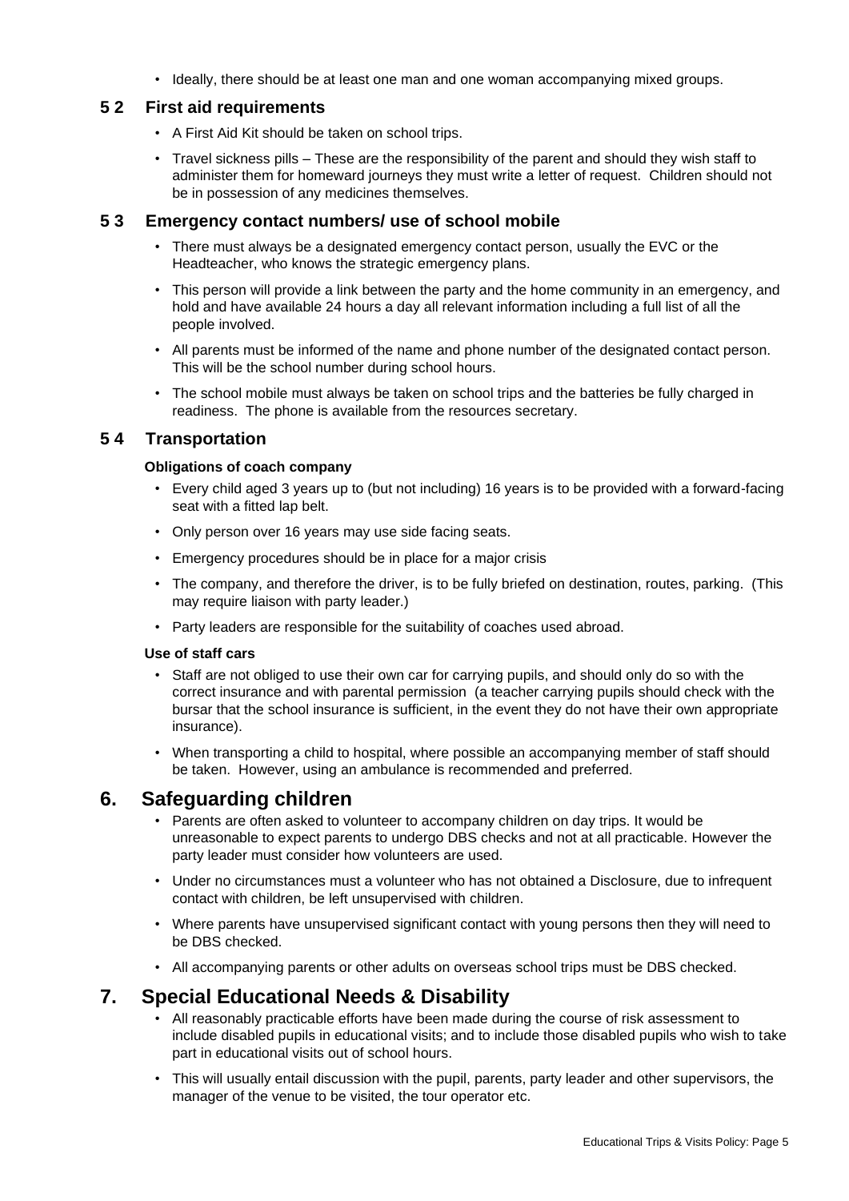- Ideally, there should be at least one man and one woman accompanying mixed groups.

### 5 2 First aid requirements

- A First Aid Kit should be taken on school trips.
- Travel sickness pills – These are the responsibility of the parent and should they wish staff to administer them for homeward journeys they must write a letter of request. Children should not be in possession of any medicines themselves.

### 5 3 Emergency contact numbers/ use of school mobile

- There must always be a designated emergency contact person, usually the EVC or the Headteacher, who knows the strategic emergency plans.
- This person will provide a link between the party and the home community in an emergency, and hold and have available 24 hours a day all relevant information including a full list of all the people involved.
- All parents must be informed of the name and phone number of the designated contact person. This will be the school number during school hours.
- The school mobile must always be taken on school trips and the batteries be fully charged in readiness. The phone is available from the resources secretary.

### 5 4 Transportation

**Obligations of coach company**

- Every child aged 3 years up to (but not including) 16 years is to be provided with a forward-facing seat with a fitted lap belt.
- Only person over 16 years may use side facing seats.
- Emergency procedures should be in place for a major crisis
- The company, and therefore the driver, is to be fully briefed on destination, routes, parking. (This may require liaison with party leader.)
- Party leaders are responsible for the suitability of coaches used abroad.

**Use of staff cars**

- Staff are not obliged to use their own car for carrying pupils, and should only do so with the correct insurance and with parental permission (a teacher carrying pupils should check with the bursar that the school insurance is sufficient, in the event they do not have their own appropriate insurance).
- When transporting a child to hospital, where possible an accompanying member of staff should be taken. However, using an ambulance is recommended and preferred.

## 6. Safeguarding children

- Parents are often asked to volunteer to accompany children on day trips. It would be unreasonable to expect parents to undergo DBS checks and not at all practicable. However the party leader must consider how volunteers are used.
- Under no circumstances must a volunteer who has not obtained a Disclosure, due to infrequent contact with children, be left unsupervised with children.
- Where parents have unsupervised significant contact with young persons then they will need to be DBS checked.
- All accompanying parents or other adults on overseas school trips must be DBS checked.

## 7. Special Educational Needs & Disability

- All reasonably practicable efforts have been made during the course of risk assessment to include disabled pupils in educational visits; and to include those disabled pupils who wish to take part in educational visits out of school hours.
- This will usually entail discussion with the pupil, parents, party leader and other supervisors, the manager of the venue to be visited, the tour operator etc.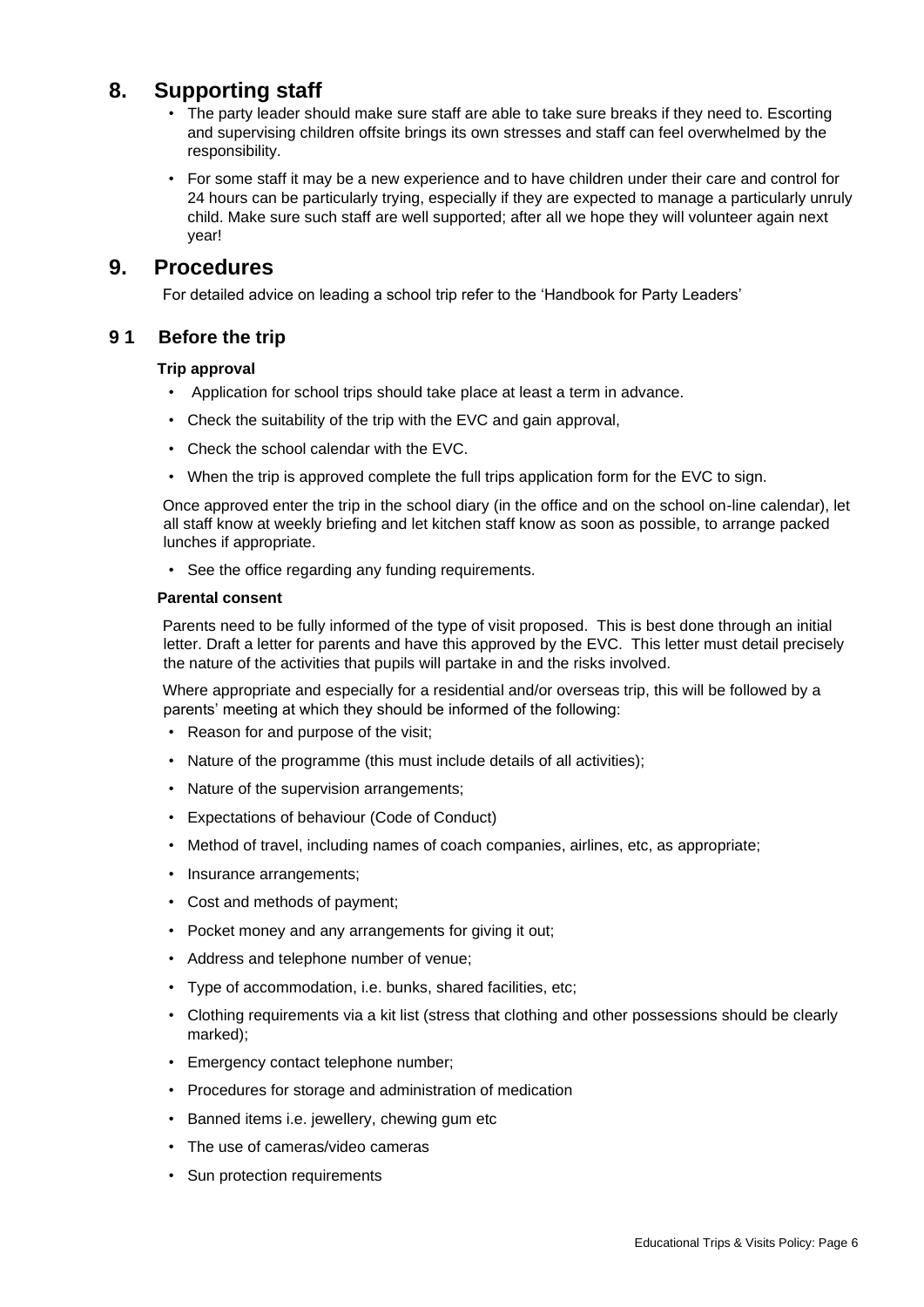## 8. Supporting staff

- The party leader should make sure staff are able to take sure breaks if they need to. Escorting and supervising children offsite brings its own stresses and staff can feel overwhelmed by the responsibility.
- For some staff it may be a new experience and to have children under their care and control for 24 hours can be particularly trying, especially if they are expected to manage a particularly unruly child. Make sure such staff are well supported; after all we hope they will volunteer again next year!

## 9. Procedures

For detailed advice on leading a school trip refer to the 'Handbook for Party Leaders'

### 9 1 Before the trip

**Trip approval**

- Application for school trips should take place at least a term in advance.
- Check the suitability of the trip with the EVC and gain approval,
- Check the school calendar with the EVC.
- When the trip is approved complete the full trips application form for the EVC to sign.

Once approved enter the trip in the school diary (in the office and on the school on-line calendar), let all staff know at weekly briefing and let kitchen staff know as soon as possible, to arrange packed lunches if appropriate.

- See the office regarding any funding requirements.

**Parental consent**

Parents need to be fully informed of the type of visit proposed. This is best done through an initial letter. Draft a letter for parents and have this approved by the EVC. This letter must detail precisely the nature of the activities that pupils will partake in and the risks involved.

Where appropriate and especially for a residential and/or overseas trip, this will be followed by a parents' meeting at which they should be informed of the following:

- Reason for and purpose of the visit;
- Nature of the programme (this must include details of all activities);
- Nature of the supervision arrangements;
- Expectations of behaviour (Code of Conduct)
- Method of travel, including names of coach companies, airlines, etc, as appropriate;
- Insurance arrangements;
- Cost and methods of payment;
- Pocket money and any arrangements for giving it out;
- Address and telephone number of venue;
- Type of accommodation, i.e. bunks, shared facilities, etc;
- Clothing requirements via a kit list (stress that clothing and other possessions should be clearly marked);
- Emergency contact telephone number;
- Procedures for storage and administration of medication
- Banned items i.e. jewellery, chewing gum etc
- The use of cameras/video cameras
- Sun protection requirements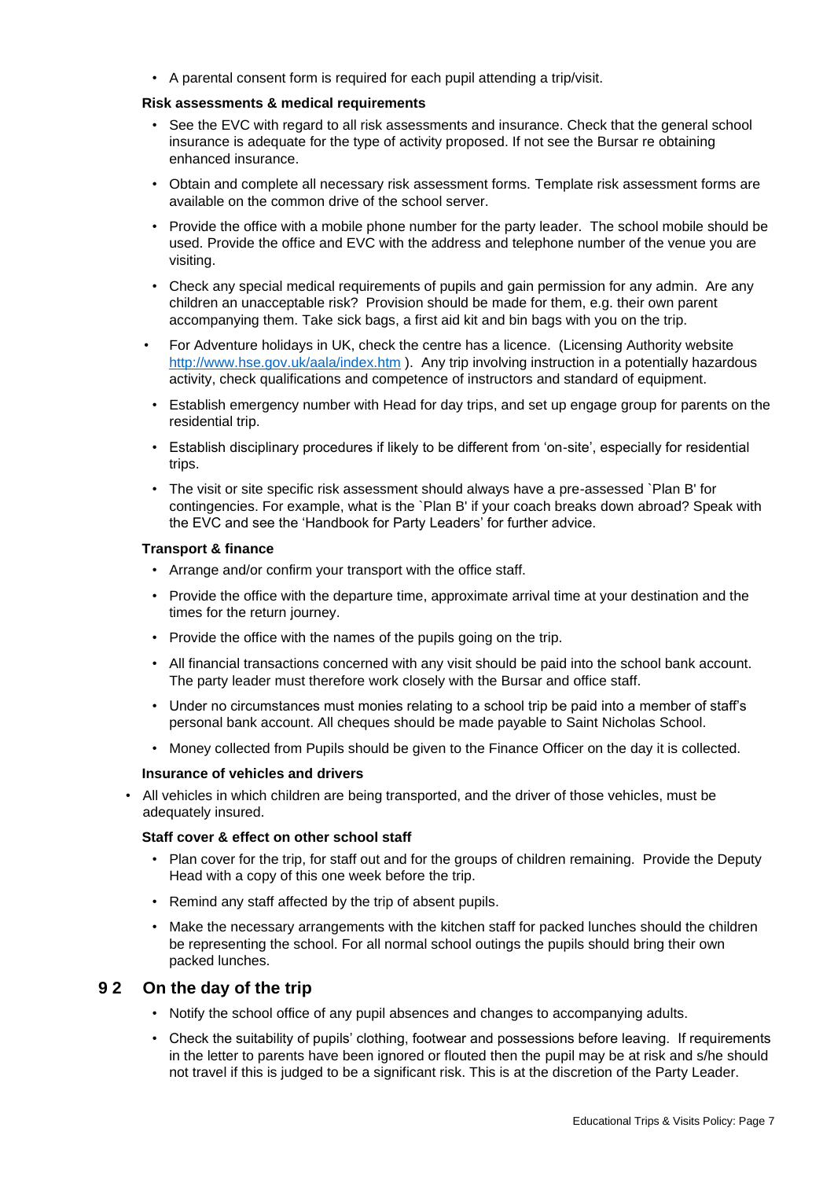- A parental consent form is required for each pupil attending a trip/visit.

**Risk assessments & medical requirements**

- See the EVC with regard to all risk assessments and insurance. Check that the general school insurance is adequate for the type of activity proposed. If not see the Bursar re obtaining enhanced insurance.
- Obtain and complete all necessary risk assessment forms. Template risk assessment forms are available on the common drive of the school server.
- Provide the office with a mobile phone number for the party leader. The school mobile should be used. Provide the office and EVC with the address and telephone number of the venue you are visiting.
- Check any special medical requirements of pupils and gain permission for any admin. Are any children an unacceptable risk? Provision should be made for them, e.g. their own parent accompanying them. Take sick bags, a first aid kit and bin bags with you on the trip.
- For Adventure holidays in UK, check the centre has a licence. (Licensing Authority website http://www.hse.gov.uk/aala/index.htm ). Any trip involving instruction in a potentially hazardous activity, check qualifications and competence of instructors and standard of equipment.
- Establish emergency number with Head for day trips, and set up engage group for parents on the residential trip.
- Establish disciplinary procedures if likely to be different from 'on-site', especially for residential trips.
- The visit or site specific risk assessment should always have a pre-assessed `Plan B' for contingencies. For example, what is the `Plan B' if your coach breaks down abroad? Speak with the EVC and see the 'Handbook for Party Leaders' for further advice.

**Transport & finance**

- Arrange and/or confirm your transport with the office staff.
- Provide the office with the departure time, approximate arrival time at your destination and the times for the return journey.
- Provide the office with the names of the pupils going on the trip.
- All financial transactions concerned with any visit should be paid into the school bank account. The party leader must therefore work closely with the Bursar and office staff.
- Under no circumstances must monies relating to a school trip be paid into a member of staff's personal bank account. All cheques should be made payable to Saint Nicholas School.
- Money collected from Pupils should be given to the Finance Officer on the day it is collected.

**Insurance of vehicles and drivers**

- All vehicles in which children are being transported, and the driver of those vehicles, must be adequately insured.

**Staff cover & effect on other school staff**

- Plan cover for the trip, for staff out and for the groups of children remaining. Provide the Deputy Head with a copy of this one week before the trip.
- Remind any staff affected by the trip of absent pupils.
- Make the necessary arrangements with the kitchen staff for packed lunches should the children be representing the school. For all normal school outings the pupils should bring their own packed lunches.

## 9 2 On the day of the trip

- Notify the school office of any pupil absences and changes to accompanying adults.
- Check the suitability of pupils' clothing, footwear and possessions before leaving. If requirements in the letter to parents have been ignored or flouted then the pupil may be at risk and s/he should not travel if this is judged to be a significant risk. This is at the discretion of the Party Leader.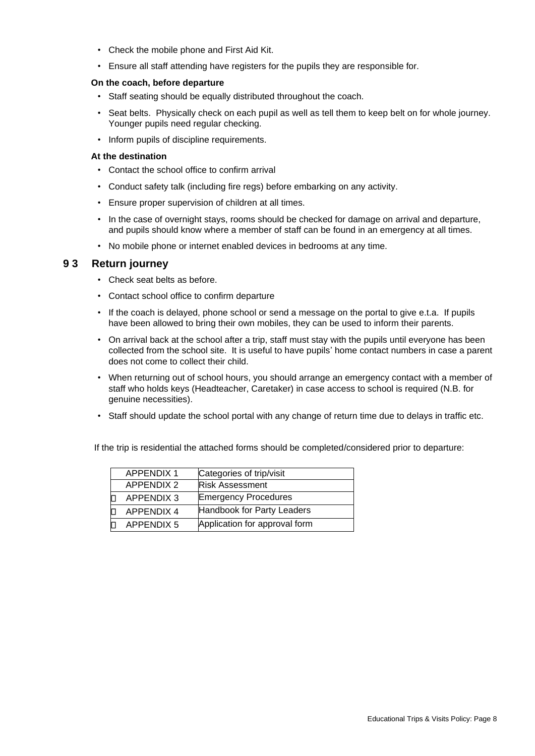- Check the mobile phone and First Aid Kit.
- Ensure all staff attending have registers for the pupils they are responsible for.

**On the coach, before departure**

- Staff seating should be equally distributed throughout the coach.
- Seat belts. Physically check on each pupil as well as tell them to keep belt on for whole journey. Younger pupils need regular checking.
- Inform pupils of discipline requirements.

**At the destination**

- Contact the school office to confirm arrival
- Conduct safety talk (including fire regs) before embarking on any activity.
- Ensure proper supervision of children at all times.
- In the case of overnight stays, rooms should be checked for damage on arrival and departure, and pupils should know where a member of staff can be found in an emergency at all times.
- No mobile phone or internet enabled devices in bedrooms at any time.

## 9 3 Return journey

- Check seat belts as before.
- Contact school office to confirm departure
- If the coach is delayed, phone school or send a message on the portal to give e.t.a. If pupils have been allowed to bring their own mobiles, they can be used to inform their parents.
- On arrival back at the school after a trip, staff must stay with the pupils until everyone has been collected from the school site. It is useful to have pupils' home contact numbers in case a parent does not come to collect their child.
- When returning out of school hours, you should arrange an emergency contact with a member of staff who holds keys (Headteacher, Caretaker) in case access to school is required (N.B. for genuine necessities).
- Staff should update the school portal with any change of return time due to delays in traffic etc.

If the trip is residential the attached forms should be completed/considered prior to departure:

| | |
|---|---|
| APPENDIX 1 | Categories of trip/visit |
| APPENDIX 2 | Risk Assessment |
| ☐ APPENDIX 3 | Emergency Procedures |
| ☐ APPENDIX 4 | Handbook for Party Leaders |
| ☐ APPENDIX 5 | Application for approval form |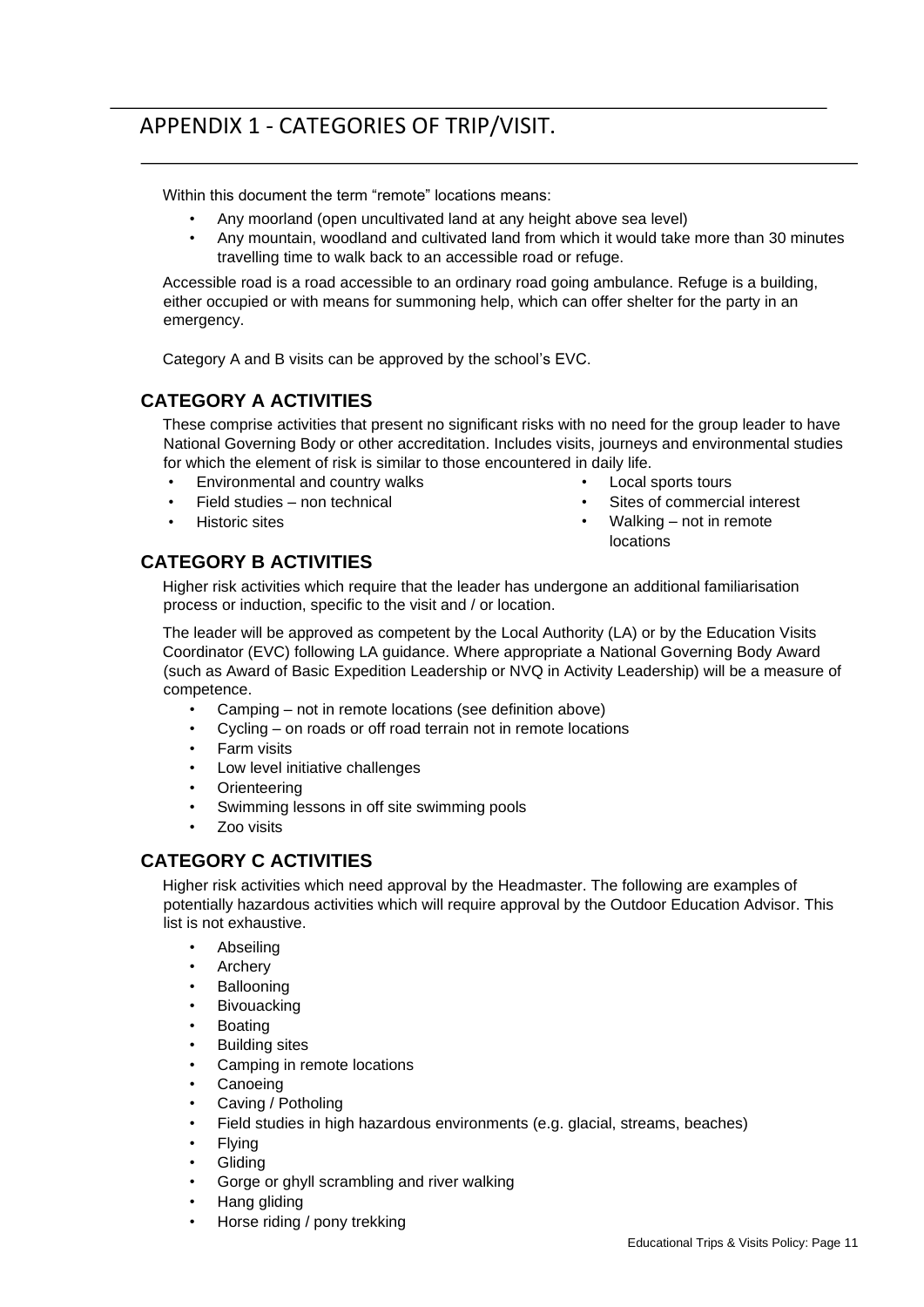# APPENDIX 1 - CATEGORIES OF TRIP/VISIT.

Within this document the term "remote" locations means:

- Any moorland (open uncultivated land at any height above sea level)
- Any mountain, woodland and cultivated land from which it would take more than 30 minutes travelling time to walk back to an accessible road or refuge.

Accessible road is a road accessible to an ordinary road going ambulance. Refuge is a building, either occupied or with means for summoning help, which can offer shelter for the party in an emergency.

Category A and B visits can be approved by the school's EVC.

## CATEGORY A ACTIVITIES

These comprise activities that present no significant risks with no need for the group leader to have National Governing Body or other accreditation. Includes visits, journeys and environmental studies for which the element of risk is similar to those encountered in daily life.

- Environmental and country walks
- Field studies – non technical
- Historic sites
- Local sports tours
- Sites of commercial interest
- Walking – not in remote locations

## CATEGORY B ACTIVITIES

Higher risk activities which require that the leader has undergone an additional familiarisation process or induction, specific to the visit and / or location.

The leader will be approved as competent by the Local Authority (LA) or by the Education Visits Coordinator (EVC) following LA guidance. Where appropriate a National Governing Body Award (such as Award of Basic Expedition Leadership or NVQ in Activity Leadership) will be a measure of competence.

- Camping – not in remote locations (see definition above)
- Cycling – on roads or off road terrain not in remote locations
- Farm visits
- Low level initiative challenges
- Orienteering
- Swimming lessons in off site swimming pools
- Zoo visits

## CATEGORY C ACTIVITIES

Higher risk activities which need approval by the Headmaster. The following are examples of potentially hazardous activities which will require approval by the Outdoor Education Advisor. This list is not exhaustive.

- Abseiling
- Archery
- Ballooning
- Bivouacking
- Boating
- Building sites
- Camping in remote locations
- Canoeing
- Caving / Potholing
- Field studies in high hazardous environments (e.g. glacial, streams, beaches)
- Flying
- Gliding
- Gorge or ghyll scrambling and river walking
- Hang gliding
- Horse riding / pony trekking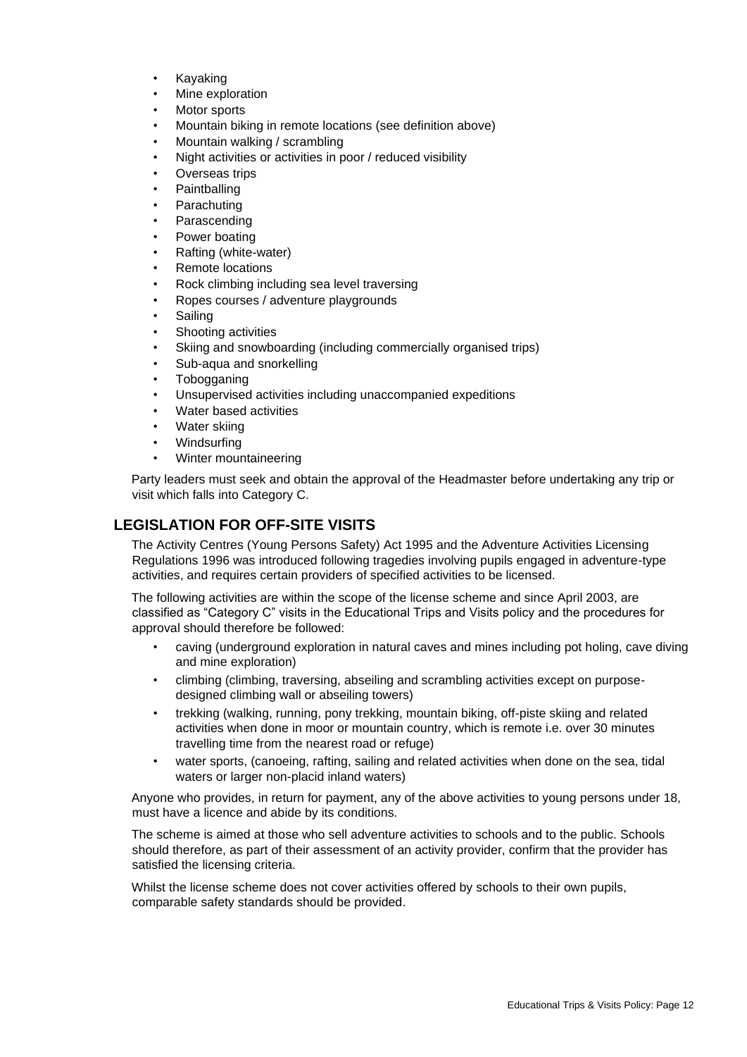- Kayaking
- Mine exploration
- Motor sports
- Mountain biking in remote locations (see definition above)
- Mountain walking / scrambling
- Night activities or activities in poor / reduced visibility
- Overseas trips
- Paintballing
- Parachuting
- Parascending
- Power boating
- Rafting (white-water)
- Remote locations
- Rock climbing including sea level traversing
- Ropes courses / adventure playgrounds
- Sailing
- Shooting activities
- Skiing and snowboarding (including commercially organised trips)
- Sub-aqua and snorkelling
- Tobogganing
- Unsupervised activities including unaccompanied expeditions
- Water based activities
- Water skiing
- Windsurfing
- Winter mountaineering

Party leaders must seek and obtain the approval of the Headmaster before undertaking any trip or visit which falls into Category C.

## LEGISLATION FOR OFF-SITE VISITS

The Activity Centres (Young Persons Safety) Act 1995 and the Adventure Activities Licensing Regulations 1996 was introduced following tragedies involving pupils engaged in adventure-type activities, and requires certain providers of specified activities to be licensed.

The following activities are within the scope of the license scheme and since April 2003, are classified as "Category C" visits in the Educational Trips and Visits policy and the procedures for approval should therefore be followed:

- caving (underground exploration in natural caves and mines including pot holing, cave diving and mine exploration)
- climbing (climbing, traversing, abseiling and scrambling activities except on purpose-designed climbing wall or abseiling towers)
- trekking (walking, running, pony trekking, mountain biking, off-piste skiing and related activities when done in moor or mountain country, which is remote i.e. over 30 minutes travelling time from the nearest road or refuge)
- water sports, (canoeing, rafting, sailing and related activities when done on the sea, tidal waters or larger non-placid inland waters)

Anyone who provides, in return for payment, any of the above activities to young persons under 18, must have a licence and abide by its conditions.

The scheme is aimed at those who sell adventure activities to schools and to the public. Schools should therefore, as part of their assessment of an activity provider, confirm that the provider has satisfied the licensing criteria.

Whilst the license scheme does not cover activities offered by schools to their own pupils, comparable safety standards should be provided.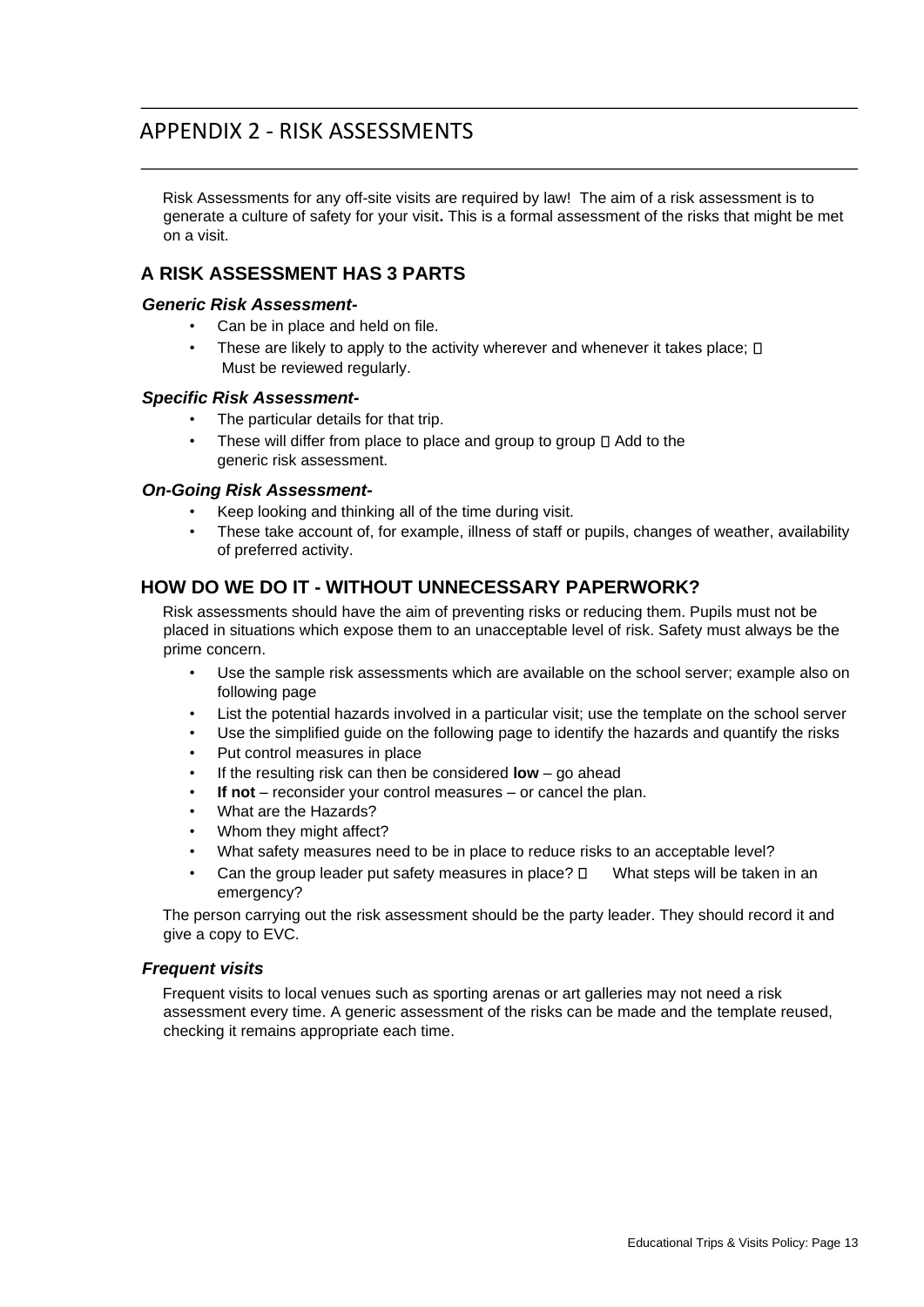## APPENDIX 2 - RISK ASSESSMENTS

Risk Assessments for any off-site visits are required by law! The aim of a risk assessment is to generate a culture of safety for your visit**.** This is a formal assessment of the risks that might be met on a visit.

### A RISK ASSESSMENT HAS 3 PARTS

***Generic Risk Assessment-***

- Can be in place and held on file.
- These are likely to apply to the activity wherever and whenever it takes place;  Must be reviewed regularly.

***Specific Risk Assessment-***

- The particular details for that trip.
- These will differ from place to place and group to group  Add to the generic risk assessment.

***On-Going Risk Assessment-***

- Keep looking and thinking all of the time during visit.
- These take account of, for example, illness of staff or pupils, changes of weather, availability of preferred activity.

### HOW DO WE DO IT - WITHOUT UNNECESSARY PAPERWORK?

Risk assessments should have the aim of preventing risks or reducing them. Pupils must not be placed in situations which expose them to an unacceptable level of risk. Safety must always be the prime concern.

- Use the sample risk assessments which are available on the school server; example also on following page
- List the potential hazards involved in a particular visit; use the template on the school server
- Use the simplified guide on the following page to identify the hazards and quantify the risks
- Put control measures in place
- If the resulting risk can then be considered **low** – go ahead
- **If not** – reconsider your control measures – or cancel the plan.
- What are the Hazards?
- Whom they might affect?
- What safety measures need to be in place to reduce risks to an acceptable level?
- Can the group leader put safety measures in place?  What steps will be taken in an emergency?

The person carrying out the risk assessment should be the party leader. They should record it and give a copy to EVC.

***Frequent visits***

Frequent visits to local venues such as sporting arenas or art galleries may not need a risk assessment every time. A generic assessment of the risks can be made and the template reused, checking it remains appropriate each time.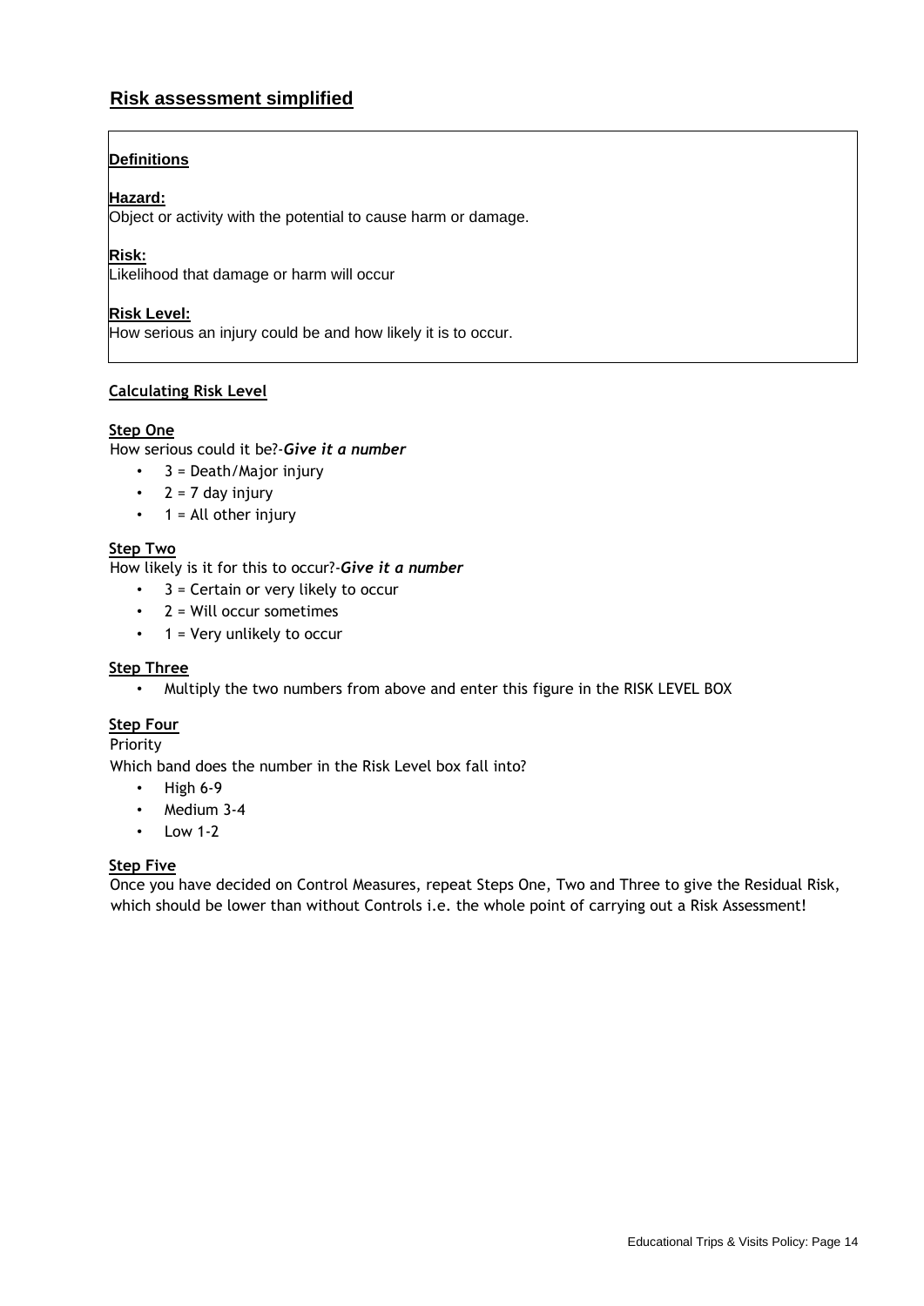## Risk assessment simplified

**Definitions**

**Hazard:**
Object or activity with the potential to cause harm or damage.

**Risk:**
Likelihood that damage or harm will occur

**Risk Level:**
How serious an injury could be and how likely it is to occur.

**Calculating Risk Level**

**Step One**

How serious could it be?-***Give it a number***

- 3 = Death/Major injury
- 2 = 7 day injury
- 1 = All other injury

**Step Two**

How likely is it for this to occur?-***Give it a number***

- 3 = Certain or very likely to occur
- 2 = Will occur sometimes
- 1 = Very unlikely to occur

**Step Three**

- Multiply the two numbers from above and enter this figure in the RISK LEVEL BOX

**Step Four**

Priority

Which band does the number in the Risk Level box fall into?

- High 6-9
- Medium 3-4
- Low 1-2

**Step Five**

Once you have decided on Control Measures, repeat Steps One, Two and Three to give the Residual Risk, which should be lower than without Controls i.e. the whole point of carrying out a Risk Assessment!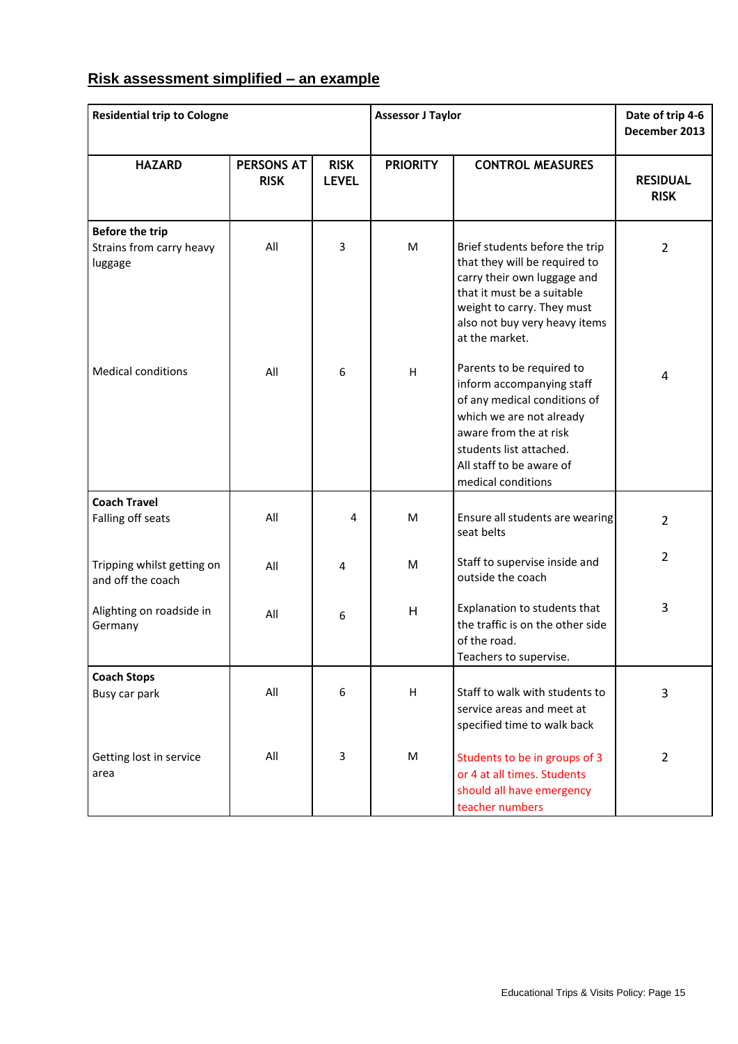## Risk assessment simplified – an example

| Residential trip to Cologne | | | Assessor J Taylor | | Date of trip 4-6 December 2013 |
|---|---|---|---|---|---|
| **HAZARD** | **PERSONS AT RISK** | **RISK LEVEL** | **PRIORITY** | **CONTROL MEASURES** | **RESIDUAL RISK** |
| **Before the trip**<br>Strains from carry heavy luggage | All | 3 | M | Brief students before the trip that they will be required to carry their own luggage and that it must be a suitable weight to carry. They must also not buy very heavy items at the market. | 2 |
| Medical conditions | All | 6 | H | Parents to be required to inform accompanying staff of any medical conditions of which we are not already aware from the at risk students list attached.<br>All staff to be aware of medical conditions | 4 |
| **Coach Travel**<br>Falling off seats | All | 4 | M | Ensure all students are wearing seat belts | 2 |
| Tripping whilst getting on and off the coach | All | 4 | M | Staff to supervise inside and outside the coach | 2 |
| Alighting on roadside in Germany | All | 6 | H | Explanation to students that the traffic is on the other side of the road.<br>Teachers to supervise. | 3 |
| **Coach Stops**<br>Busy car park | All | 6 | H | Staff to walk with students to service areas and meet at specified time to walk back | 3 |
| Getting lost in service area | All | 3 | M | Students to be in groups of 3 or 4 at all times. Students should all have emergency teacher numbers | 2 |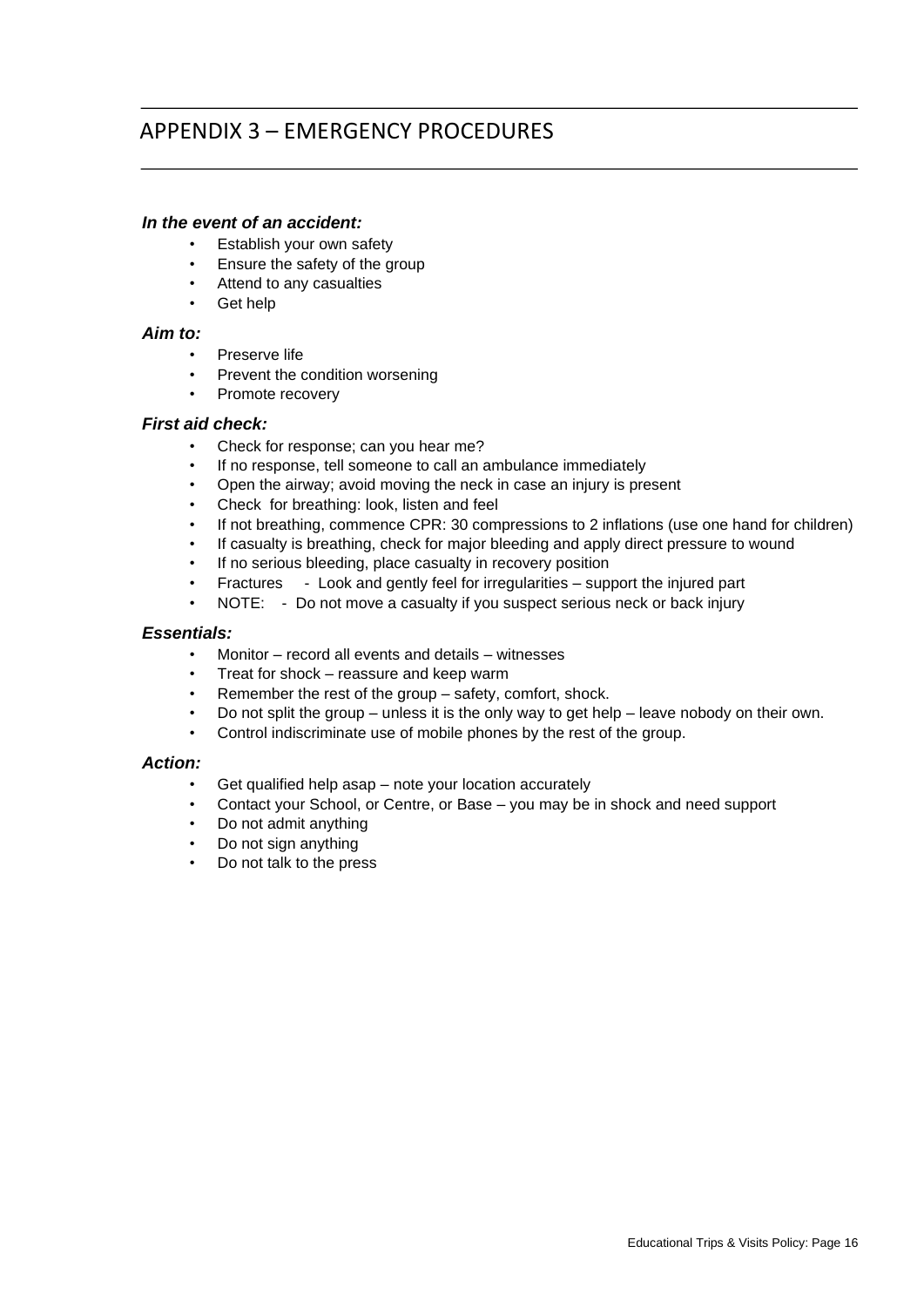# APPENDIX 3 – EMERGENCY PROCEDURES

***In the event of an accident:***

- Establish your own safety
- Ensure the safety of the group
- Attend to any casualties
- Get help

***Aim to:***

- Preserve life
- Prevent the condition worsening
- Promote recovery

***First aid check:***

- Check for response; can you hear me?
- If no response, tell someone to call an ambulance immediately
- Open the airway; avoid moving the neck in case an injury is present
- Check for breathing: look, listen and feel
- If not breathing, commence CPR: 30 compressions to 2 inflations (use one hand for children)
- If casualty is breathing, check for major bleeding and apply direct pressure to wound
- If no serious bleeding, place casualty in recovery position
- Fractures - Look and gently feel for irregularities – support the injured part
- NOTE: - Do not move a casualty if you suspect serious neck or back injury

***Essentials:***

- Monitor – record all events and details – witnesses
- Treat for shock – reassure and keep warm
- Remember the rest of the group – safety, comfort, shock.
- Do not split the group – unless it is the only way to get help – leave nobody on their own.
- Control indiscriminate use of mobile phones by the rest of the group.

***Action:***

- Get qualified help asap – note your location accurately
- Contact your School, or Centre, or Base – you may be in shock and need support
- Do not admit anything
- Do not sign anything
- Do not talk to the press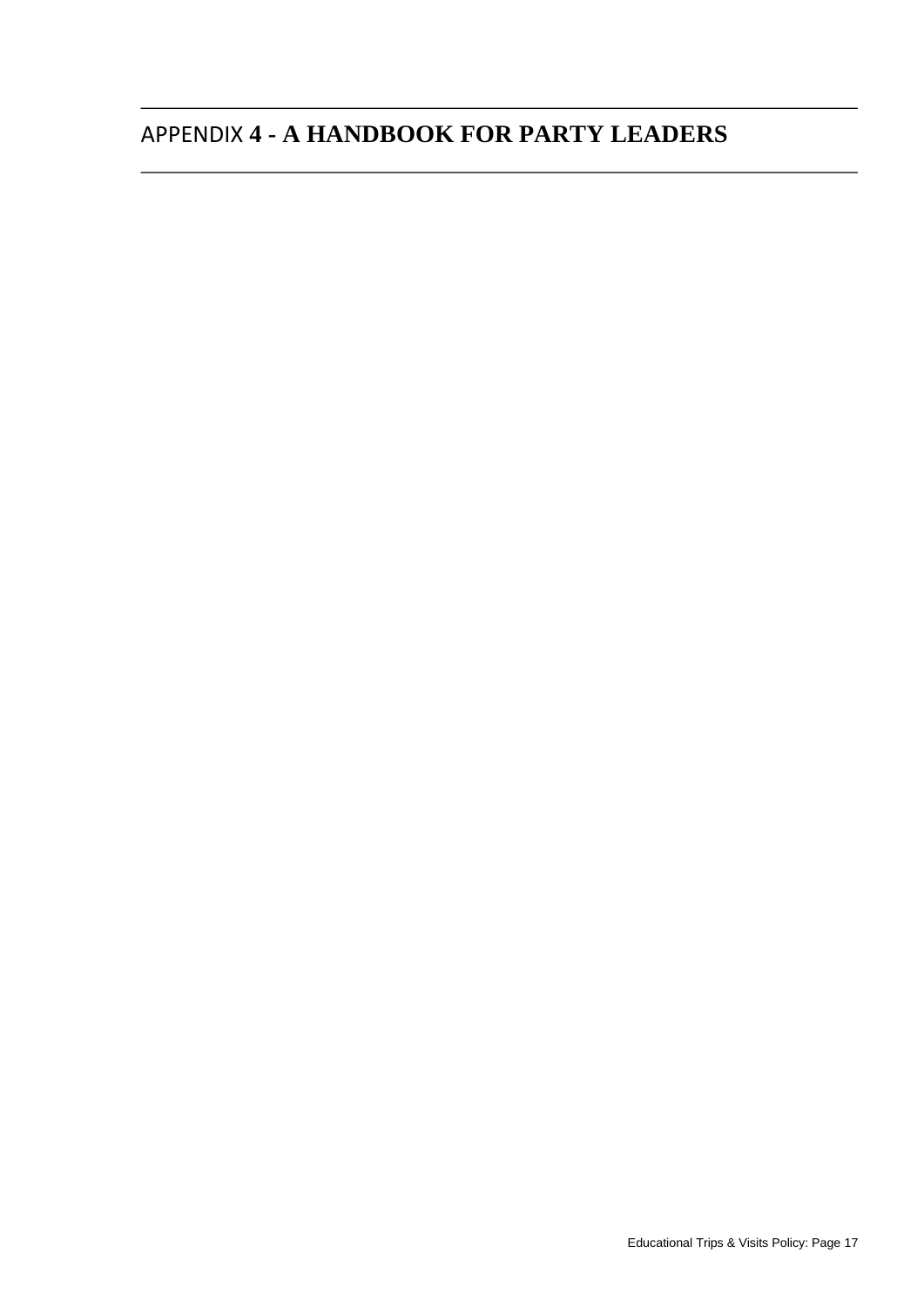## APPENDIX 4 - A HANDBOOK FOR PARTY LEADERS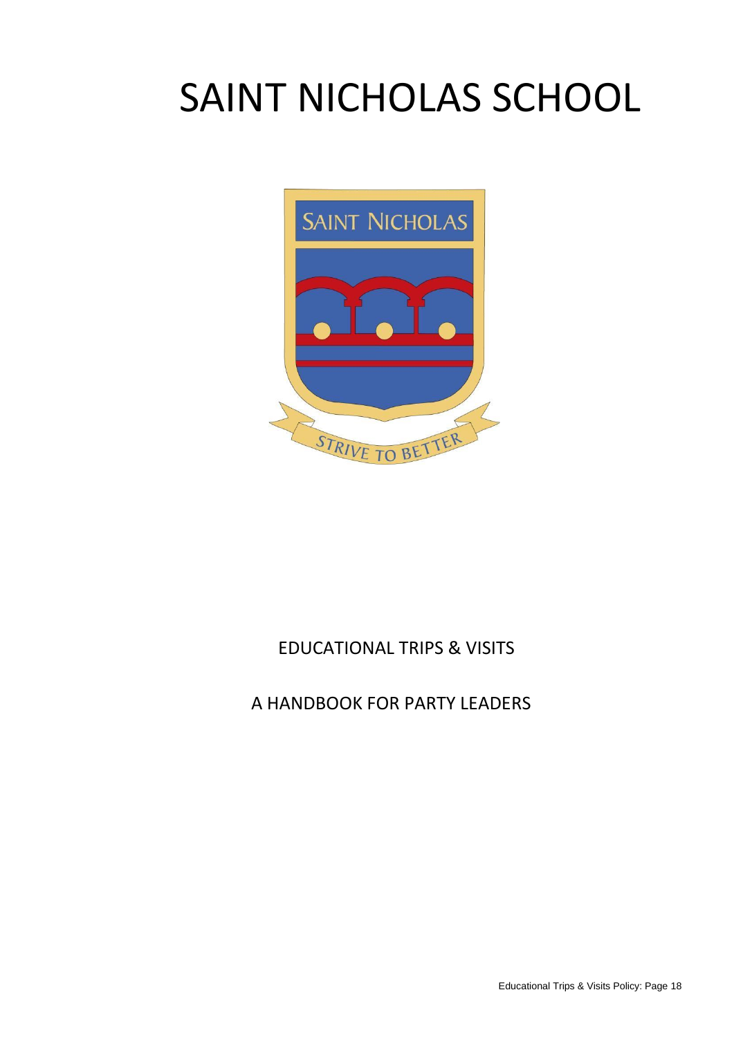# SAINT NICHOLAS SCHOOL

EDUCATIONAL TRIPS & VISITS

A HANDBOOK FOR PARTY LEADERS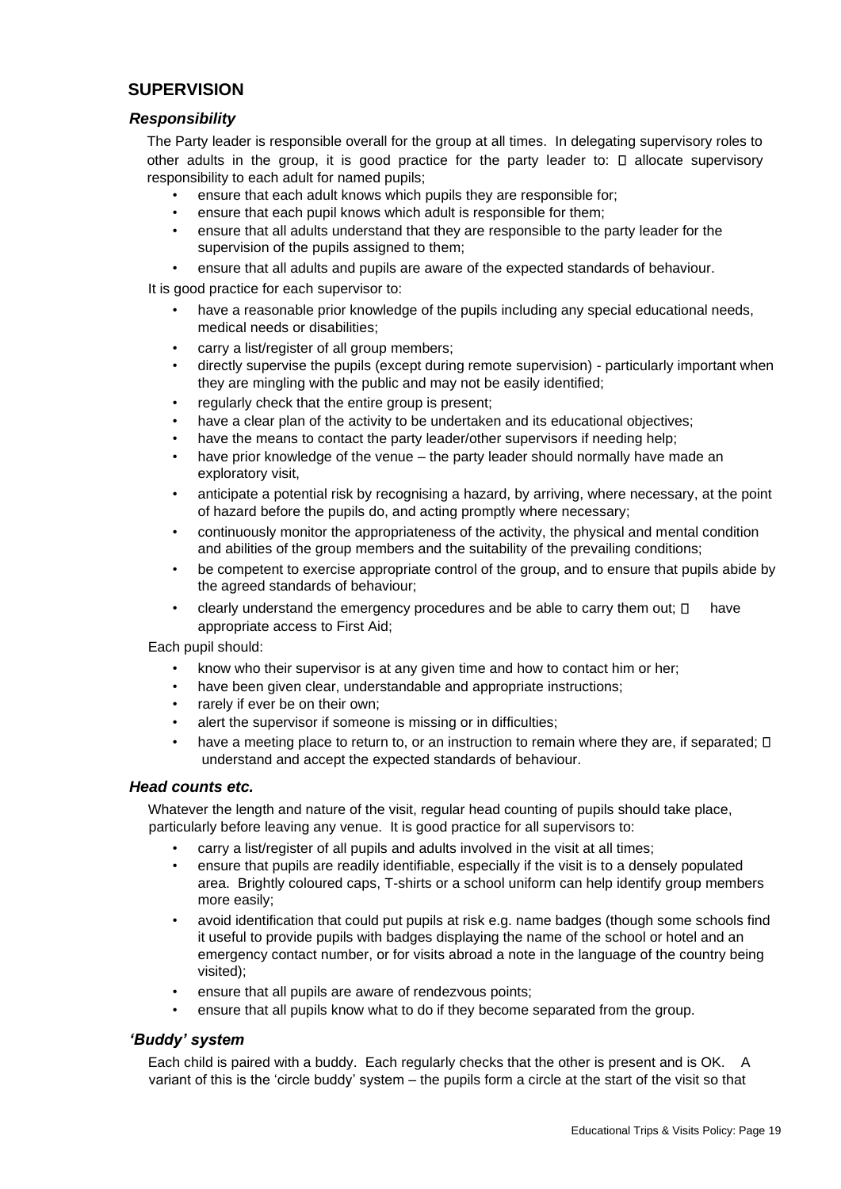## SUPERVISION

### *Responsibility*

The Party leader is responsible overall for the group at all times. In delegating supervisory roles to other adults in the group, it is good practice for the party leader to:

- allocate supervisory responsibility to each adult for named pupils;
- ensure that each adult knows which pupils they are responsible for;
- ensure that each pupil knows which adult is responsible for them;
- ensure that all adults understand that they are responsible to the party leader for the supervision of the pupils assigned to them;
- ensure that all adults and pupils are aware of the expected standards of behaviour.

It is good practice for each supervisor to:

- have a reasonable prior knowledge of the pupils including any special educational needs, medical needs or disabilities;
- carry a list/register of all group members;
- directly supervise the pupils (except during remote supervision) - particularly important when they are mingling with the public and may not be easily identified;
- regularly check that the entire group is present;
- have a clear plan of the activity to be undertaken and its educational objectives;
- have the means to contact the party leader/other supervisors if needing help;
- have prior knowledge of the venue – the party leader should normally have made an exploratory visit,
- anticipate a potential risk by recognising a hazard, by arriving, where necessary, at the point of hazard before the pupils do, and acting promptly where necessary;
- continuously monitor the appropriateness of the activity, the physical and mental condition and abilities of the group members and the suitability of the prevailing conditions;
- be competent to exercise appropriate control of the group, and to ensure that pupils abide by the agreed standards of behaviour;
- clearly understand the emergency procedures and be able to carry them out;
- have appropriate access to First Aid;

Each pupil should:

- know who their supervisor is at any given time and how to contact him or her;
- have been given clear, understandable and appropriate instructions;
- rarely if ever be on their own;
- alert the supervisor if someone is missing or in difficulties;
- have a meeting place to return to, or an instruction to remain where they are, if separated;
- understand and accept the expected standards of behaviour.

### *Head counts etc.*

Whatever the length and nature of the visit, regular head counting of pupils should take place, particularly before leaving any venue. It is good practice for all supervisors to:

- carry a list/register of all pupils and adults involved in the visit at all times;
- ensure that pupils are readily identifiable, especially if the visit is to a densely populated area. Brightly coloured caps, T-shirts or a school uniform can help identify group members more easily;
- avoid identification that could put pupils at risk e.g. name badges (though some schools find it useful to provide pupils with badges displaying the name of the school or hotel and an emergency contact number, or for visits abroad a note in the language of the country being visited);
- ensure that all pupils are aware of rendezvous points;
- ensure that all pupils know what to do if they become separated from the group.

### *'Buddy' system*

Each child is paired with a buddy. Each regularly checks that the other is present and is OK. A variant of this is the 'circle buddy' system – the pupils form a circle at the start of the visit so that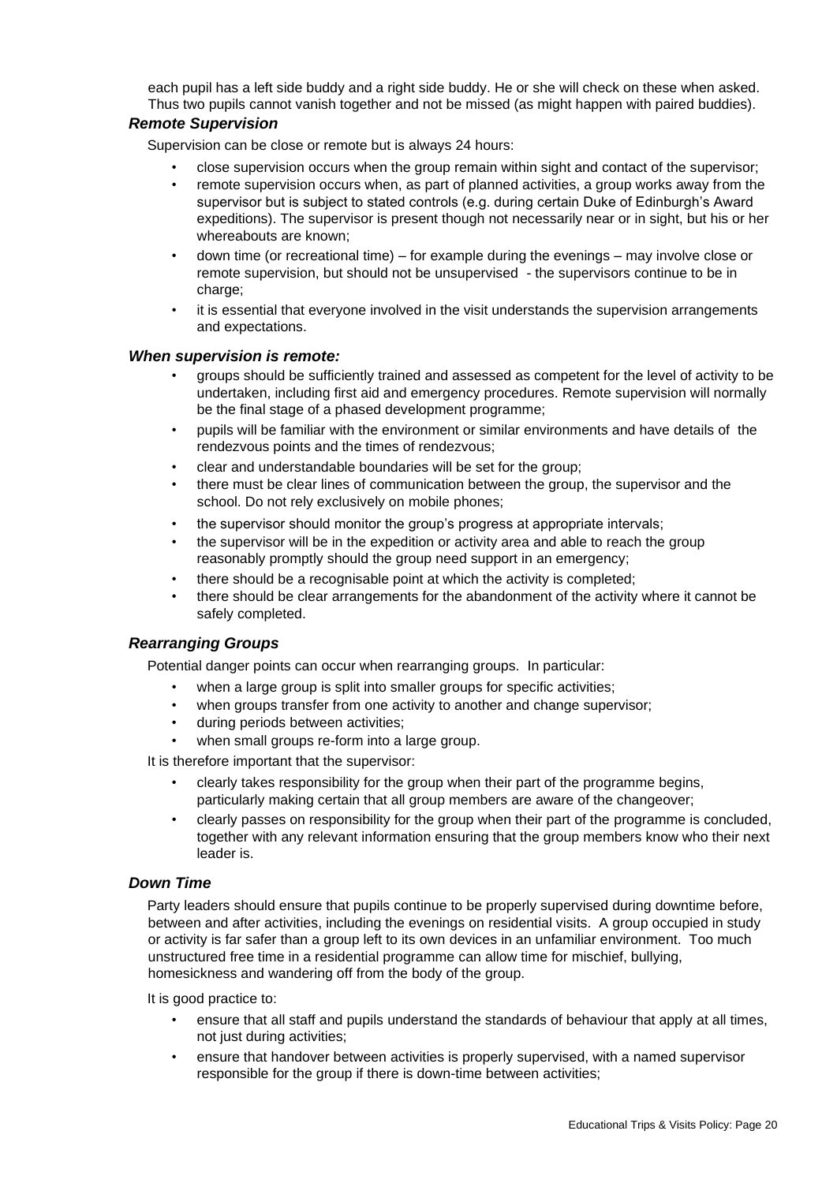each pupil has a left side buddy and a right side buddy. He or she will check on these when asked. Thus two pupils cannot vanish together and not be missed (as might happen with paired buddies).

### *Remote Supervision*

Supervision can be close or remote but is always 24 hours:

- close supervision occurs when the group remain within sight and contact of the supervisor;
- remote supervision occurs when, as part of planned activities, a group works away from the supervisor but is subject to stated controls (e.g. during certain Duke of Edinburgh's Award expeditions). The supervisor is present though not necessarily near or in sight, but his or her whereabouts are known;
- down time (or recreational time) – for example during the evenings – may involve close or remote supervision, but should not be unsupervised - the supervisors continue to be in charge;
- it is essential that everyone involved in the visit understands the supervision arrangements and expectations.

### *When supervision is remote:*

- groups should be sufficiently trained and assessed as competent for the level of activity to be undertaken, including first aid and emergency procedures. Remote supervision will normally be the final stage of a phased development programme;
- pupils will be familiar with the environment or similar environments and have details of the rendezvous points and the times of rendezvous;
- clear and understandable boundaries will be set for the group;
- there must be clear lines of communication between the group, the supervisor and the school. Do not rely exclusively on mobile phones;
- the supervisor should monitor the group's progress at appropriate intervals;
- the supervisor will be in the expedition or activity area and able to reach the group reasonably promptly should the group need support in an emergency;
- there should be a recognisable point at which the activity is completed;
- there should be clear arrangements for the abandonment of the activity where it cannot be safely completed.

### *Rearranging Groups*

Potential danger points can occur when rearranging groups. In particular:

- when a large group is split into smaller groups for specific activities;
- when groups transfer from one activity to another and change supervisor;
- during periods between activities;
- when small groups re-form into a large group.

It is therefore important that the supervisor:

- clearly takes responsibility for the group when their part of the programme begins, particularly making certain that all group members are aware of the changeover;
- clearly passes on responsibility for the group when their part of the programme is concluded, together with any relevant information ensuring that the group members know who their next leader is.

### *Down Time*

Party leaders should ensure that pupils continue to be properly supervised during downtime before, between and after activities, including the evenings on residential visits. A group occupied in study or activity is far safer than a group left to its own devices in an unfamiliar environment. Too much unstructured free time in a residential programme can allow time for mischief, bullying, homesickness and wandering off from the body of the group.

It is good practice to:

- ensure that all staff and pupils understand the standards of behaviour that apply at all times, not just during activities;
- ensure that handover between activities is properly supervised, with a named supervisor responsible for the group if there is down-time between activities;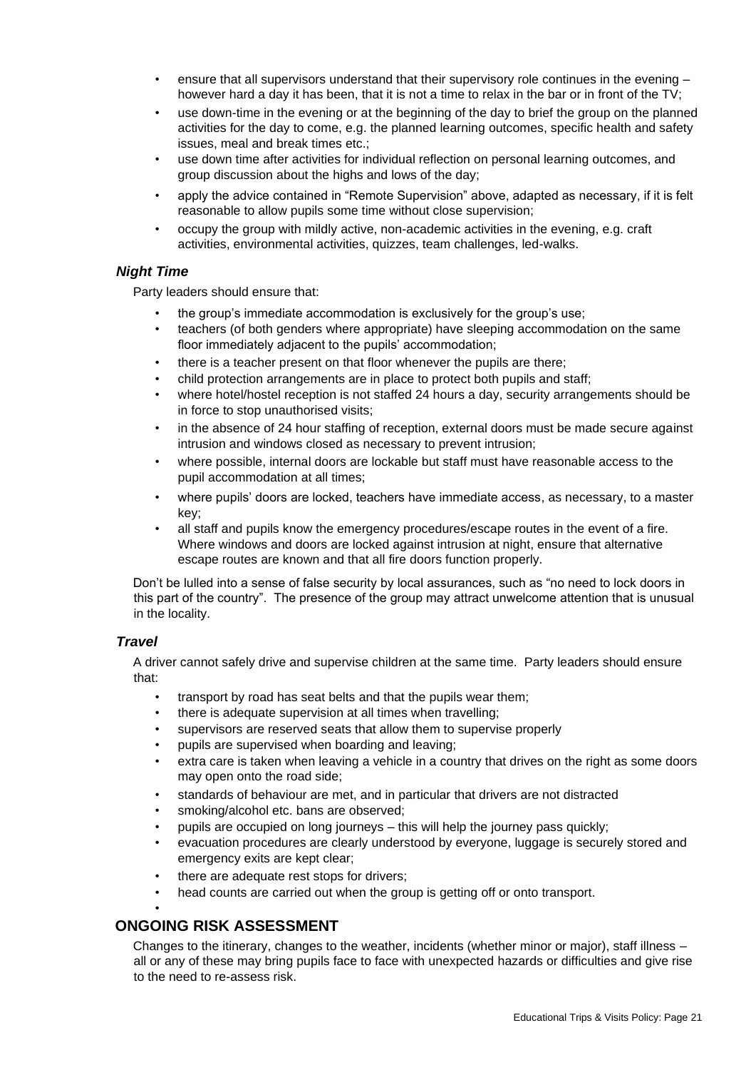- ensure that all supervisors understand that their supervisory role continues in the evening – however hard a day it has been, that it is not a time to relax in the bar or in front of the TV;
- use down-time in the evening or at the beginning of the day to brief the group on the planned activities for the day to come, e.g. the planned learning outcomes, specific health and safety issues, meal and break times etc.;
- use down time after activities for individual reflection on personal learning outcomes, and group discussion about the highs and lows of the day;
- apply the advice contained in "Remote Supervision" above, adapted as necessary, if it is felt reasonable to allow pupils some time without close supervision;
- occupy the group with mildly active, non-academic activities in the evening, e.g. craft activities, environmental activities, quizzes, team challenges, led-walks.

### *Night Time*

Party leaders should ensure that:

- the group's immediate accommodation is exclusively for the group's use;
- teachers (of both genders where appropriate) have sleeping accommodation on the same floor immediately adjacent to the pupils' accommodation;
- there is a teacher present on that floor whenever the pupils are there;
- child protection arrangements are in place to protect both pupils and staff;
- where hotel/hostel reception is not staffed 24 hours a day, security arrangements should be in force to stop unauthorised visits;
- in the absence of 24 hour staffing of reception, external doors must be made secure against intrusion and windows closed as necessary to prevent intrusion;
- where possible, internal doors are lockable but staff must have reasonable access to the pupil accommodation at all times;
- where pupils' doors are locked, teachers have immediate access, as necessary, to a master key;
- all staff and pupils know the emergency procedures/escape routes in the event of a fire. Where windows and doors are locked against intrusion at night, ensure that alternative escape routes are known and that all fire doors function properly.

Don't be lulled into a sense of false security by local assurances, such as "no need to lock doors in this part of the country". The presence of the group may attract unwelcome attention that is unusual in the locality.

### *Travel*

A driver cannot safely drive and supervise children at the same time. Party leaders should ensure that:

- transport by road has seat belts and that the pupils wear them;
- there is adequate supervision at all times when travelling;
- supervisors are reserved seats that allow them to supervise properly
- pupils are supervised when boarding and leaving;
- extra care is taken when leaving a vehicle in a country that drives on the right as some doors may open onto the road side;
- standards of behaviour are met, and in particular that drivers are not distracted
- smoking/alcohol etc. bans are observed;
- pupils are occupied on long journeys – this will help the journey pass quickly;
- evacuation procedures are clearly understood by everyone, luggage is securely stored and emergency exits are kept clear;
- there are adequate rest stops for drivers;
- head counts are carried out when the group is getting off or onto transport.

## ONGOING RISK ASSESSMENT

Changes to the itinerary, changes to the weather, incidents (whether minor or major), staff illness – all or any of these may bring pupils face to face with unexpected hazards or difficulties and give rise to the need to re-assess risk.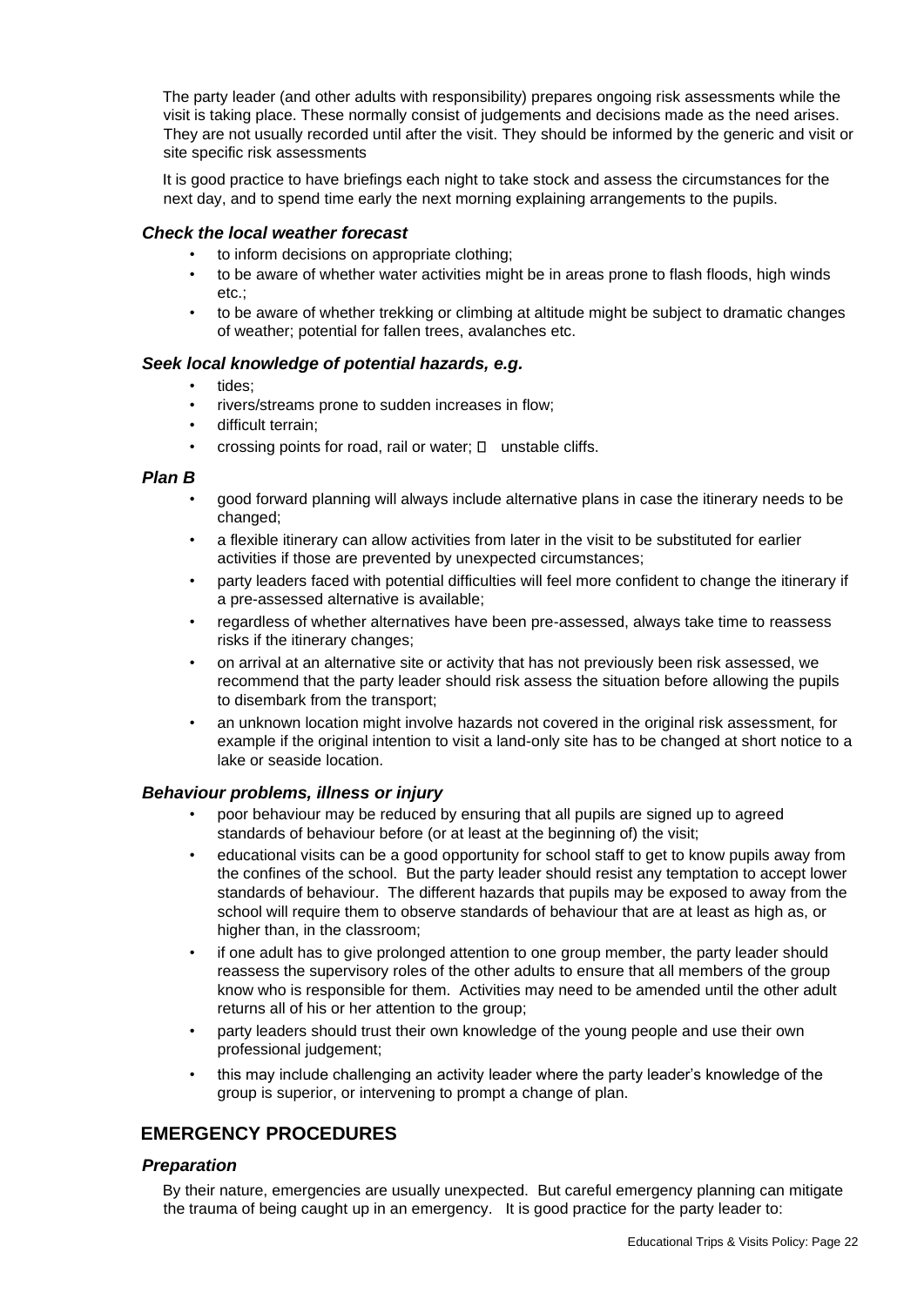The party leader (and other adults with responsibility) prepares ongoing risk assessments while the visit is taking place. These normally consist of judgements and decisions made as the need arises. They are not usually recorded until after the visit. They should be informed by the generic and visit or site specific risk assessments

It is good practice to have briefings each night to take stock and assess the circumstances for the next day, and to spend time early the next morning explaining arrangements to the pupils.

### *Check the local weather forecast*

- to inform decisions on appropriate clothing;
- to be aware of whether water activities might be in areas prone to flash floods, high winds etc.;
- to be aware of whether trekking or climbing at altitude might be subject to dramatic changes of weather; potential for fallen trees, avalanches etc.

### *Seek local knowledge of potential hazards, e.g.*

- tides;
- rivers/streams prone to sudden increases in flow;
- difficult terrain;
- crossing points for road, rail or water;  unstable cliffs.

### *Plan B*

- good forward planning will always include alternative plans in case the itinerary needs to be changed;
- a flexible itinerary can allow activities from later in the visit to be substituted for earlier activities if those are prevented by unexpected circumstances;
- party leaders faced with potential difficulties will feel more confident to change the itinerary if a pre-assessed alternative is available;
- regardless of whether alternatives have been pre-assessed, always take time to reassess risks if the itinerary changes;
- on arrival at an alternative site or activity that has not previously been risk assessed, we recommend that the party leader should risk assess the situation before allowing the pupils to disembark from the transport;
- an unknown location might involve hazards not covered in the original risk assessment, for example if the original intention to visit a land-only site has to be changed at short notice to a lake or seaside location.

### *Behaviour problems, illness or injury*

- poor behaviour may be reduced by ensuring that all pupils are signed up to agreed standards of behaviour before (or at least at the beginning of) the visit;
- educational visits can be a good opportunity for school staff to get to know pupils away from the confines of the school. But the party leader should resist any temptation to accept lower standards of behaviour. The different hazards that pupils may be exposed to away from the school will require them to observe standards of behaviour that are at least as high as, or higher than, in the classroom;
- if one adult has to give prolonged attention to one group member, the party leader should reassess the supervisory roles of the other adults to ensure that all members of the group know who is responsible for them. Activities may need to be amended until the other adult returns all of his or her attention to the group;
- party leaders should trust their own knowledge of the young people and use their own professional judgement;
- this may include challenging an activity leader where the party leader's knowledge of the group is superior, or intervening to prompt a change of plan.

## EMERGENCY PROCEDURES

### *Preparation*

By their nature, emergencies are usually unexpected. But careful emergency planning can mitigate the trauma of being caught up in an emergency. It is good practice for the party leader to: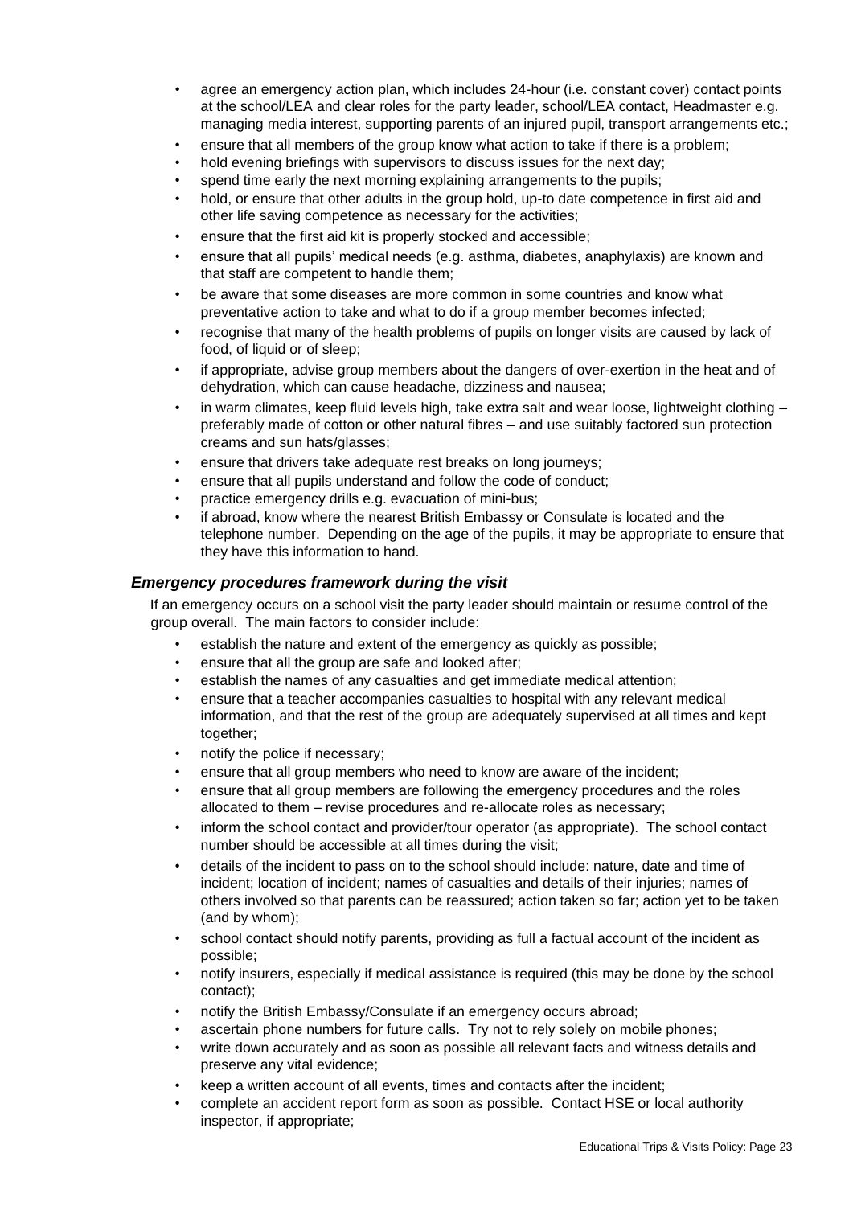- agree an emergency action plan, which includes 24-hour (i.e. constant cover) contact points at the school/LEA and clear roles for the party leader, school/LEA contact, Headmaster e.g. managing media interest, supporting parents of an injured pupil, transport arrangements etc.;
- ensure that all members of the group know what action to take if there is a problem;
- hold evening briefings with supervisors to discuss issues for the next day;
- spend time early the next morning explaining arrangements to the pupils;
- hold, or ensure that other adults in the group hold, up-to date competence in first aid and other life saving competence as necessary for the activities;
- ensure that the first aid kit is properly stocked and accessible;
- ensure that all pupils' medical needs (e.g. asthma, diabetes, anaphylaxis) are known and that staff are competent to handle them;
- be aware that some diseases are more common in some countries and know what preventative action to take and what to do if a group member becomes infected;
- recognise that many of the health problems of pupils on longer visits are caused by lack of food, of liquid or of sleep;
- if appropriate, advise group members about the dangers of over-exertion in the heat and of dehydration, which can cause headache, dizziness and nausea;
- in warm climates, keep fluid levels high, take extra salt and wear loose, lightweight clothing – preferably made of cotton or other natural fibres – and use suitably factored sun protection creams and sun hats/glasses;
- ensure that drivers take adequate rest breaks on long journeys;
- ensure that all pupils understand and follow the code of conduct;
- practice emergency drills e.g. evacuation of mini-bus;
- if abroad, know where the nearest British Embassy or Consulate is located and the telephone number. Depending on the age of the pupils, it may be appropriate to ensure that they have this information to hand.

### *Emergency procedures framework during the visit*

If an emergency occurs on a school visit the party leader should maintain or resume control of the group overall. The main factors to consider include:

- establish the nature and extent of the emergency as quickly as possible;
- ensure that all the group are safe and looked after;
- establish the names of any casualties and get immediate medical attention;
- ensure that a teacher accompanies casualties to hospital with any relevant medical information, and that the rest of the group are adequately supervised at all times and kept together;
- notify the police if necessary;
- ensure that all group members who need to know are aware of the incident;
- ensure that all group members are following the emergency procedures and the roles allocated to them – revise procedures and re-allocate roles as necessary;
- inform the school contact and provider/tour operator (as appropriate). The school contact number should be accessible at all times during the visit;
- details of the incident to pass on to the school should include: nature, date and time of incident; location of incident; names of casualties and details of their injuries; names of others involved so that parents can be reassured; action taken so far; action yet to be taken (and by whom);
- school contact should notify parents, providing as full a factual account of the incident as possible;
- notify insurers, especially if medical assistance is required (this may be done by the school contact);
- notify the British Embassy/Consulate if an emergency occurs abroad;
- ascertain phone numbers for future calls. Try not to rely solely on mobile phones;
- write down accurately and as soon as possible all relevant facts and witness details and preserve any vital evidence;
- keep a written account of all events, times and contacts after the incident;
- complete an accident report form as soon as possible. Contact HSE or local authority inspector, if appropriate;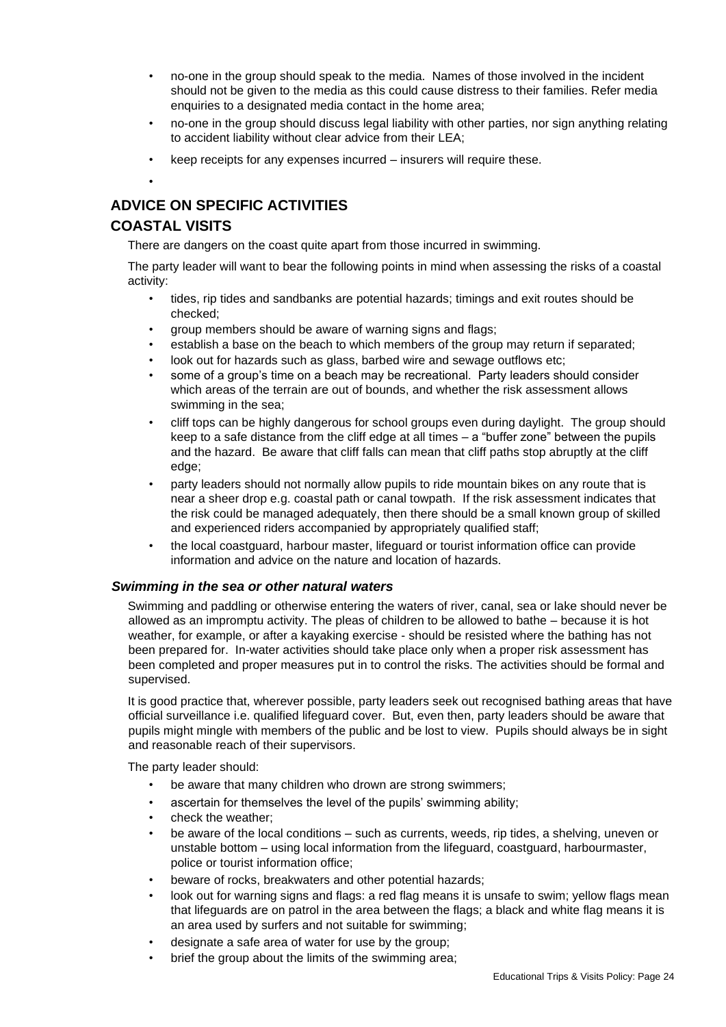- no-one in the group should speak to the media. Names of those involved in the incident should not be given to the media as this could cause distress to their families. Refer media enquiries to a designated media contact in the home area;
- no-one in the group should discuss legal liability with other parties, nor sign anything relating to accident liability without clear advice from their LEA;
- keep receipts for any expenses incurred – insurers will require these.

## ADVICE ON SPECIFIC ACTIVITIES

## COASTAL VISITS

There are dangers on the coast quite apart from those incurred in swimming.

The party leader will want to bear the following points in mind when assessing the risks of a coastal activity:

- tides, rip tides and sandbanks are potential hazards; timings and exit routes should be checked;
- group members should be aware of warning signs and flags;
- establish a base on the beach to which members of the group may return if separated;
- look out for hazards such as glass, barbed wire and sewage outflows etc;
- some of a group's time on a beach may be recreational. Party leaders should consider which areas of the terrain are out of bounds, and whether the risk assessment allows swimming in the sea;
- cliff tops can be highly dangerous for school groups even during daylight. The group should keep to a safe distance from the cliff edge at all times – a "buffer zone" between the pupils and the hazard. Be aware that cliff falls can mean that cliff paths stop abruptly at the cliff edge;
- party leaders should not normally allow pupils to ride mountain bikes on any route that is near a sheer drop e.g. coastal path or canal towpath. If the risk assessment indicates that the risk could be managed adequately, then there should be a small known group of skilled and experienced riders accompanied by appropriately qualified staff;
- the local coastguard, harbour master, lifeguard or tourist information office can provide information and advice on the nature and location of hazards.

### *Swimming in the sea or other natural waters*

Swimming and paddling or otherwise entering the waters of river, canal, sea or lake should never be allowed as an impromptu activity. The pleas of children to be allowed to bathe – because it is hot weather, for example, or after a kayaking exercise - should be resisted where the bathing has not been prepared for. In-water activities should take place only when a proper risk assessment has been completed and proper measures put in to control the risks. The activities should be formal and supervised.

It is good practice that, wherever possible, party leaders seek out recognised bathing areas that have official surveillance i.e. qualified lifeguard cover. But, even then, party leaders should be aware that pupils might mingle with members of the public and be lost to view. Pupils should always be in sight and reasonable reach of their supervisors.

The party leader should:

- be aware that many children who drown are strong swimmers;
- ascertain for themselves the level of the pupils' swimming ability;
- check the weather;
- be aware of the local conditions – such as currents, weeds, rip tides, a shelving, uneven or unstable bottom – using local information from the lifeguard, coastguard, harbourmaster, police or tourist information office;
- beware of rocks, breakwaters and other potential hazards;
- look out for warning signs and flags: a red flag means it is unsafe to swim; yellow flags mean that lifeguards are on patrol in the area between the flags; a black and white flag means it is an area used by surfers and not suitable for swimming;
- designate a safe area of water for use by the group;
- brief the group about the limits of the swimming area;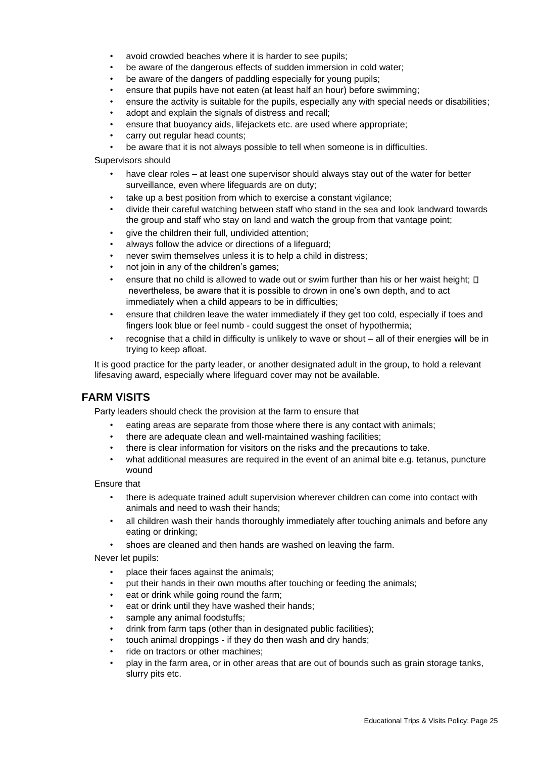- avoid crowded beaches where it is harder to see pupils;
- be aware of the dangerous effects of sudden immersion in cold water;
- be aware of the dangers of paddling especially for young pupils;
- ensure that pupils have not eaten (at least half an hour) before swimming;
- ensure the activity is suitable for the pupils, especially any with special needs or disabilities;
- adopt and explain the signals of distress and recall;
- ensure that buoyancy aids, lifejackets etc. are used where appropriate;
- carry out regular head counts;
- be aware that it is not always possible to tell when someone is in difficulties.

Supervisors should

- have clear roles – at least one supervisor should always stay out of the water for better surveillance, even where lifeguards are on duty;
- take up a best position from which to exercise a constant vigilance;
- divide their careful watching between staff who stand in the sea and look landward towards the group and staff who stay on land and watch the group from that vantage point;
- give the children their full, undivided attention;
- always follow the advice or directions of a lifeguard;
- never swim themselves unless it is to help a child in distress;
- not join in any of the children's games;
- ensure that no child is allowed to wade out or swim further than his or her waist height;  nevertheless, be aware that it is possible to drown in one's own depth, and to act immediately when a child appears to be in difficulties;
- ensure that children leave the water immediately if they get too cold, especially if toes and fingers look blue or feel numb - could suggest the onset of hypothermia;
- recognise that a child in difficulty is unlikely to wave or shout – all of their energies will be in trying to keep afloat.

It is good practice for the party leader, or another designated adult in the group, to hold a relevant lifesaving award, especially where lifeguard cover may not be available.

## FARM VISITS

Party leaders should check the provision at the farm to ensure that

- eating areas are separate from those where there is any contact with animals;
- there are adequate clean and well-maintained washing facilities;
- there is clear information for visitors on the risks and the precautions to take.
- what additional measures are required in the event of an animal bite e.g. tetanus, puncture wound

Ensure that

- there is adequate trained adult supervision wherever children can come into contact with animals and need to wash their hands;
- all children wash their hands thoroughly immediately after touching animals and before any eating or drinking;
- shoes are cleaned and then hands are washed on leaving the farm.

Never let pupils:

- place their faces against the animals;
- put their hands in their own mouths after touching or feeding the animals;
- eat or drink while going round the farm;
- eat or drink until they have washed their hands;
- sample any animal foodstuffs;
- drink from farm taps (other than in designated public facilities);
- touch animal droppings - if they do then wash and dry hands;
- ride on tractors or other machines;
- play in the farm area, or in other areas that are out of bounds such as grain storage tanks, slurry pits etc.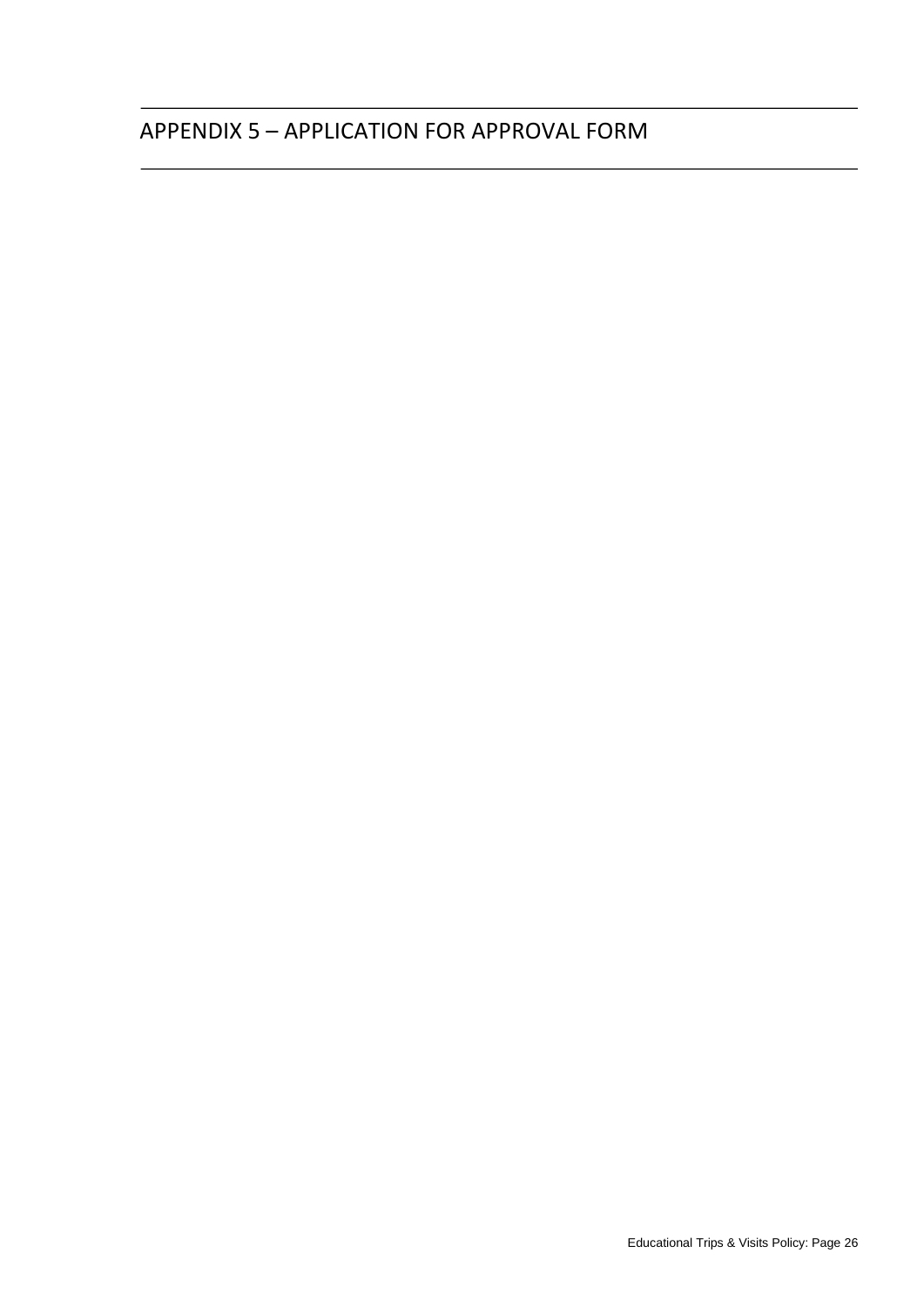# APPENDIX 5 – APPLICATION FOR APPROVAL FORM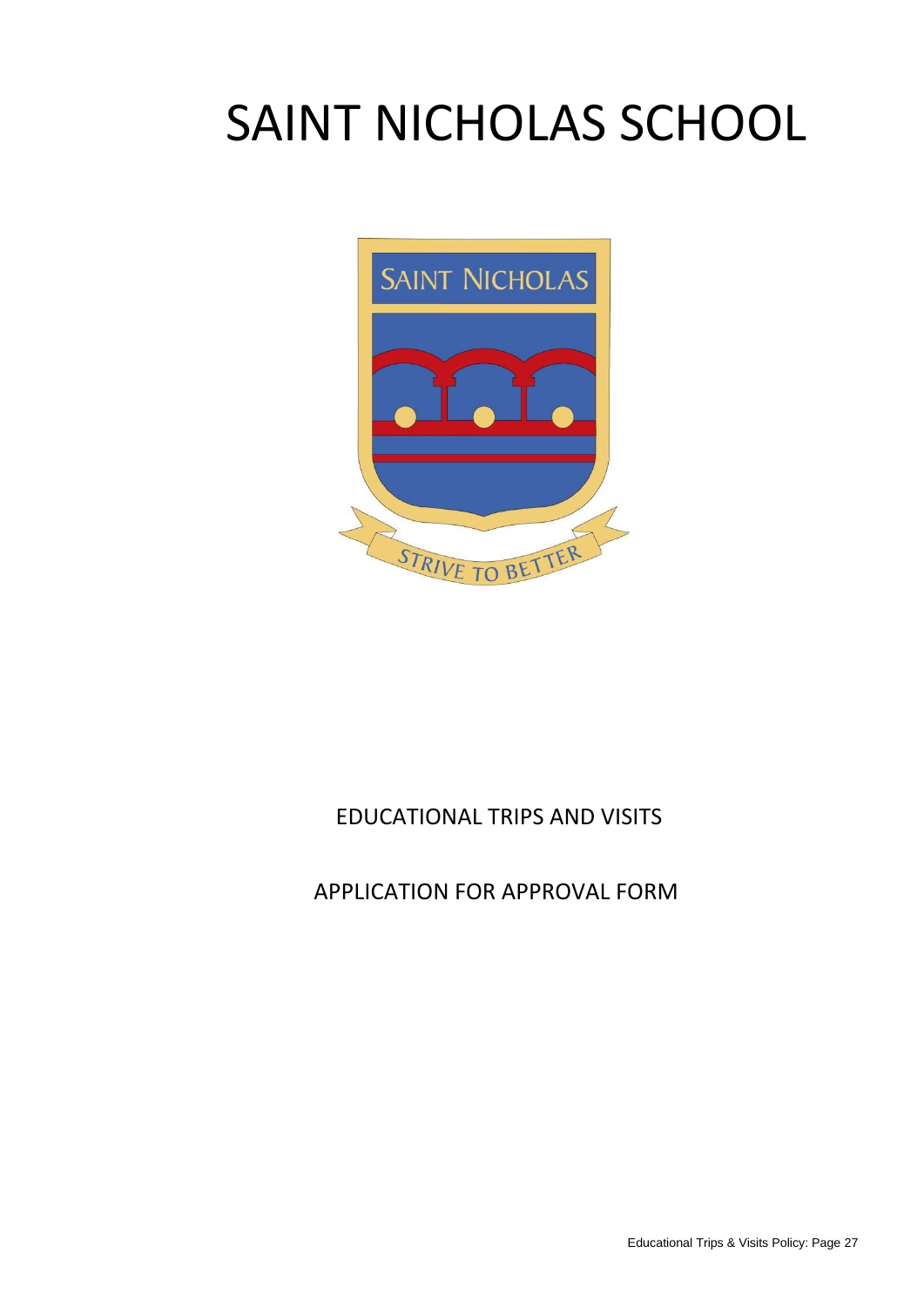# SAINT NICHOLAS SCHOOL

EDUCATIONAL TRIPS AND VISITS

APPLICATION FOR APPROVAL FORM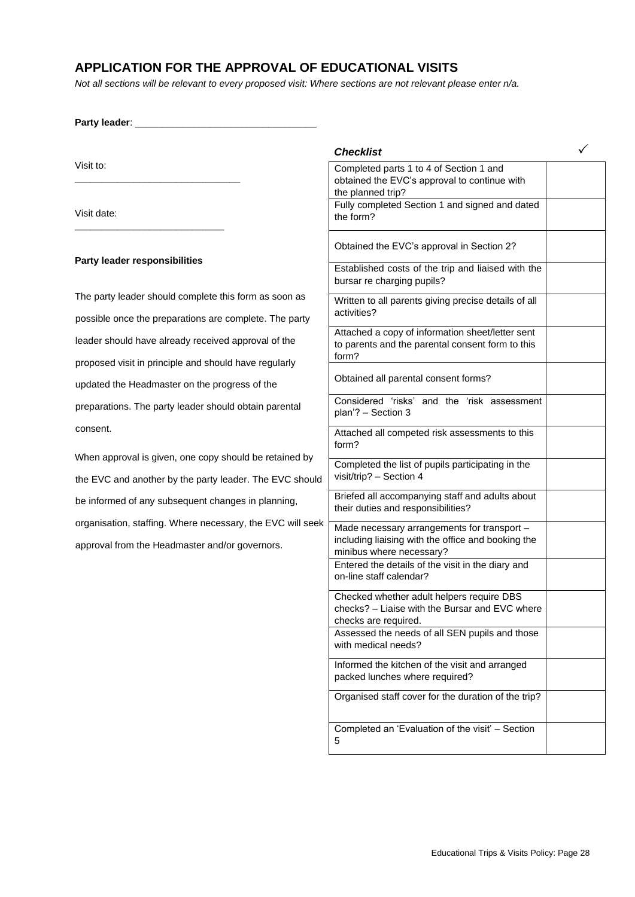## APPLICATION FOR THE APPROVAL OF EDUCATIONAL VISITS

*Not all sections will be relevant to every proposed visit: Where sections are not relevant please enter n/a.*

**Party leader**: ___________________________________

Visit to: _______________________________

Visit date: ____________________________

**Party leader responsibilities**

The party leader should complete this form as soon as possible once the preparations are complete. The party leader should have already received approval of the proposed visit in principle and should have regularly updated the Headmaster on the progress of the preparations. The party leader should obtain parental consent.

When approval is given, one copy should be retained by the EVC and another by the party leader. The EVC should be informed of any subsequent changes in planning, organisation, staffing. Where necessary, the EVC will seek approval from the Headmaster and/or governors.

| ***Checklist*** | ✓ |
|---|---|
| Completed parts 1 to 4 of Section 1 and obtained the EVC's approval to continue with the planned trip? | |
| Fully completed Section 1 and signed and dated the form? | |
| Obtained the EVC's approval in Section 2? | |
| Established costs of the trip and liaised with the bursar re charging pupils? | |
| Written to all parents giving precise details of all activities? | |
| Attached a copy of information sheet/letter sent to parents and the parental consent form to this form? | |
| Obtained all parental consent forms? | |
| Considered 'risks' and the 'risk assessment plan'? – Section 3 | |
| Attached all competed risk assessments to this form? | |
| Completed the list of pupils participating in the visit/trip? – Section 4 | |
| Briefed all accompanying staff and adults about their duties and responsibilities? | |
| Made necessary arrangements for transport – including liaising with the office and booking the minibus where necessary? | |
| Entered the details of the visit in the diary and on-line staff calendar? | |
| Checked whether adult helpers require DBS checks? – Liaise with the Bursar and EVC where checks are required. | |
| Assessed the needs of all SEN pupils and those with medical needs? | |
| Informed the kitchen of the visit and arranged packed lunches where required? | |
| Organised staff cover for the duration of the trip? | |
| Completed an 'Evaluation of the visit' – Section 5 | |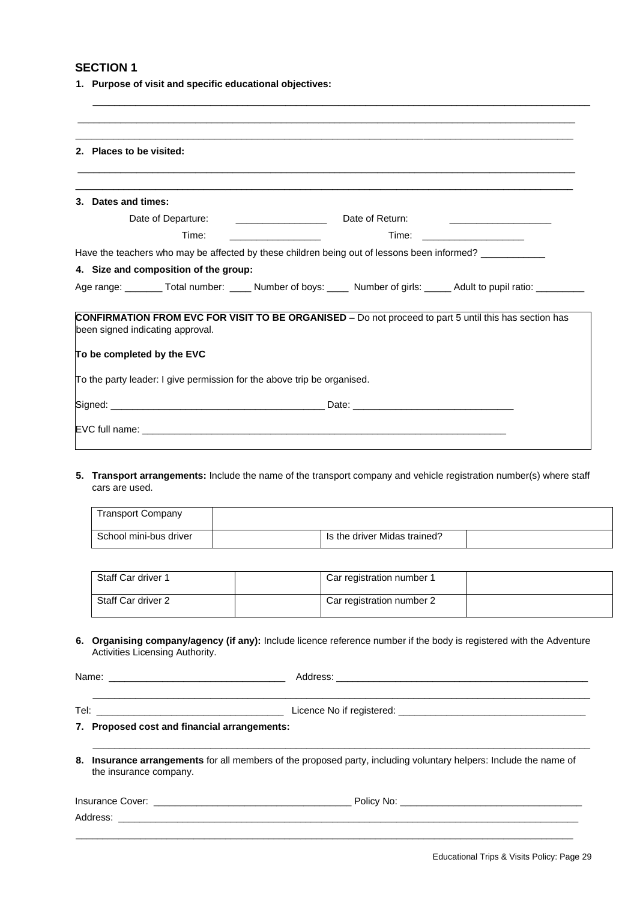## SECTION 1

1. **Purpose of visit and specific educational objectives:**

______________________________________________________________________________________

______________________________________________________________________________________

______________________________________________________________________________________

2. **Places to be visited:**

______________________________________________________________________________________

______________________________________________________________________________________

3. **Dates and times:**

Date of Departure: _________________ Date of Return: ___________________

Time: _________________ Time: ___________________

Have the teachers who may be affected by these children being out of lessons been informed? ____________

4. **Size and composition of the group:**

Age range: _______ Total number: ____ Number of boys: ____ Number of girls: _____ Adult to pupil ratio: _________

**CONFIRMATION FROM EVC FOR VISIT TO BE ORGANISED –** Do not proceed to part 5 until this has section has been signed indicating approval.

**To be completed by the EVC**

To the party leader: I give permission for the above trip be organised.

Signed: _______________________________________ Date: ______________________________

EVC full name: _______________________________________________________________________

5. **Transport arrangements:** Include the name of the transport company and vehicle registration number(s) where staff cars are used.

| Transport Company | | | |
|---|---|---|---|
| School mini-bus driver | | Is the driver Midas trained? | |

| Staff Car driver 1 | | Car registration number 1 | |
|---|---|---|---|
| Staff Car driver 2 | | Car registration number 2 | |

6. **Organising company/agency (if any):** Include licence reference number if the body is registered with the Adventure Activities Licensing Authority.

Name: ________________________________ Address: ________________________________________________

______________________________________________________________________________________

Tel: __________________________________ Licence No if registered: ___________________________________

7. **Proposed cost and financial arrangements:**

______________________________________________________________________________________

8. **Insurance arrangements** for all members of the proposed party, including voluntary helpers: Include the name of the insurance company.

Insurance Cover: ____________________________________ Policy No: _________________________________

Address: ____________________________________________________________________________________

______________________________________________________________________________________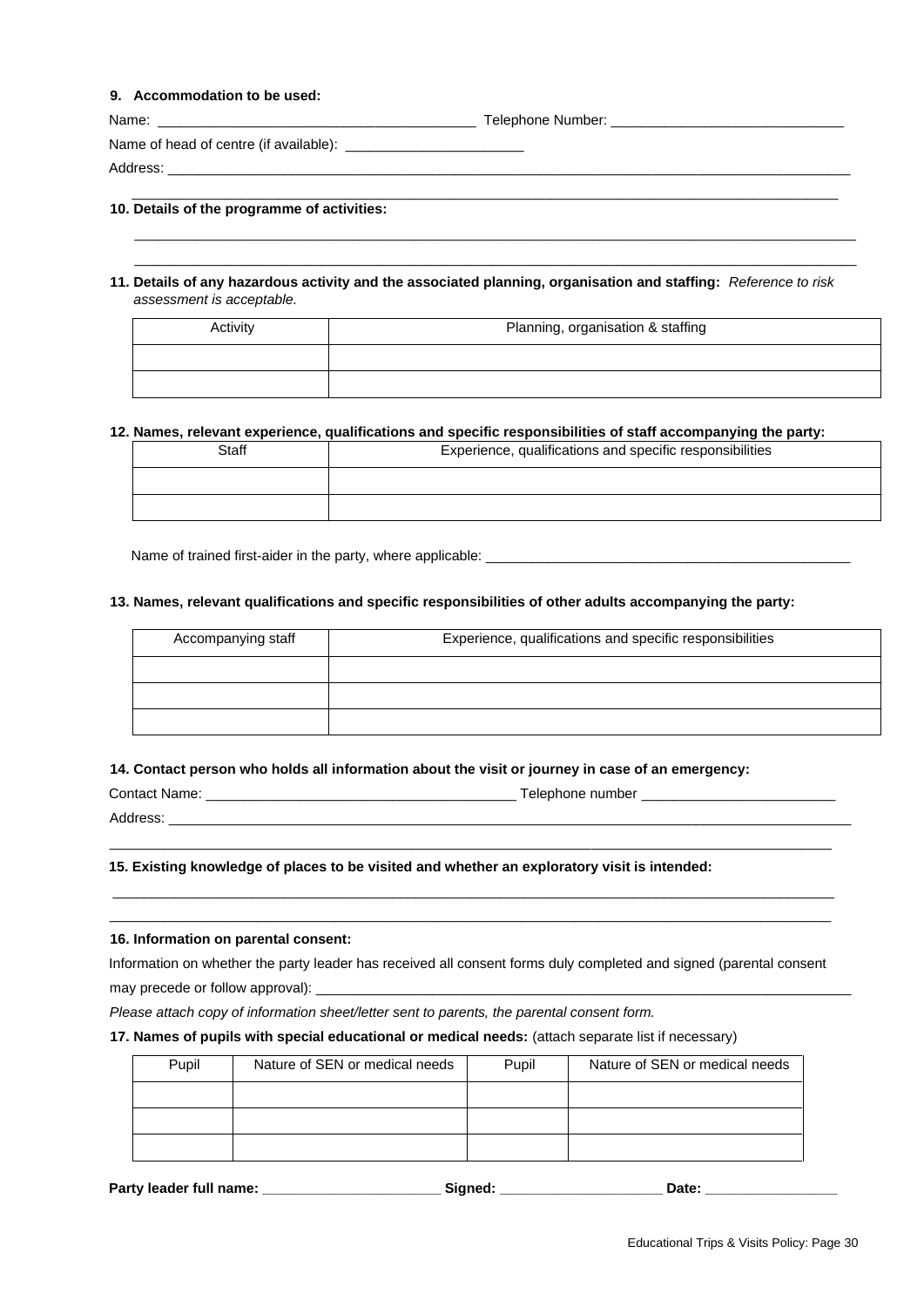**9. Accommodation to be used:**

Name: ________________________________________ Telephone Number: ______________________________

Name of head of centre (if available): _______________________

Address: _____________________________________________________________________________________________

_____________________________________________________________________________________________

**10. Details of the programme of activities:**

_____________________________________________________________________________________________

_____________________________________________________________________________________________

**11. Details of any hazardous activity and the associated planning, organisation and staffing:** *Reference to risk assessment is acceptable.*

| Activity | Planning, organisation & staffing |
|---|---|
| | |
| | |

**12. Names, relevant experience, qualifications and specific responsibilities of staff accompanying the party:**

| Staff | Experience, qualifications and specific responsibilities |
|---|---|
| | |
| | |

Name of trained first-aider in the party, where applicable: _________________________________________________

**13. Names, relevant qualifications and specific responsibilities of other adults accompanying the party:**

| Accompanying staff | Experience, qualifications and specific responsibilities |
|---|---|
| | |
| | |
| | |

**14. Contact person who holds all information about the visit or journey in case of an emergency:**

Contact Name: ________________________________________ Telephone number _________________________

Address: _____________________________________________________________________________________________

_____________________________________________________________________________________________

**15. Existing knowledge of places to be visited and whether an exploratory visit is intended:**

_____________________________________________________________________________________________

_____________________________________________________________________________________________

**16. Information on parental consent:**

Information on whether the party leader has received all consent forms duly completed and signed (parental consent may precede or follow approval): ________________________________________________________________________

*Please attach copy of information sheet/letter sent to parents, the parental consent form.*

**17. Names of pupils with special educational or medical needs:** (attach separate list if necessary)

| Pupil | Nature of SEN or medical needs | Pupil | Nature of SEN or medical needs |
|---|---|---|---|
| | | | |
| | | | |
| | | | |

**Party leader full name:** _______________________ **Signed:** _____________________ **Date:** _________________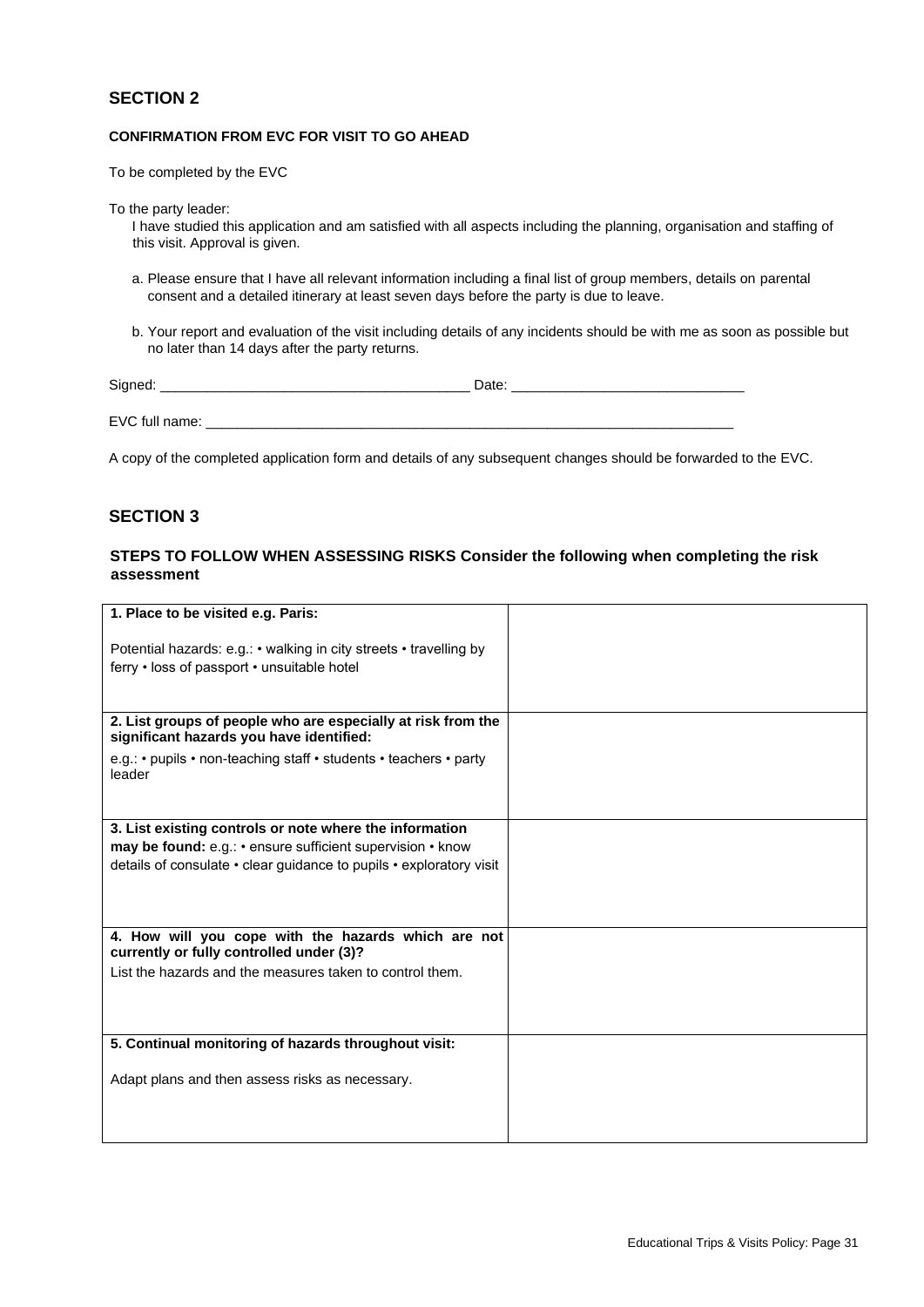## SECTION 2

**CONFIRMATION FROM EVC FOR VISIT TO GO AHEAD**

To be completed by the EVC

To the party leader:

I have studied this application and am satisfied with all aspects including the planning, organisation and staffing of this visit. Approval is given.

a. Please ensure that I have all relevant information including a final list of group members, details on parental consent and a detailed itinerary at least seven days before the party is due to leave.

b. Your report and evaluation of the visit including details of any incidents should be with me as soon as possible but no later than 14 days after the party returns.

Signed: ________________________________________ Date: ______________________________

EVC full name: ________________________________________________________________________

A copy of the completed application form and details of any subsequent changes should be forwarded to the EVC.

## SECTION 3

**STEPS TO FOLLOW WHEN ASSESSING RISKS Consider the following when completing the risk assessment**

| | |
|---|---|
| **1. Place to be visited e.g. Paris:**<br><br>Potential hazards: e.g.: • walking in city streets • travelling by ferry • loss of passport • unsuitable hotel | |
| **2. List groups of people who are especially at risk from the significant hazards you have identified:**<br><br>e.g.: • pupils • non-teaching staff • students • teachers • party leader | |
| **3. List existing controls or note where the information may be found:** e.g.: • ensure sufficient supervision • know details of consulate • clear guidance to pupils • exploratory visit | |
| **4. How will you cope with the hazards which are not currently or fully controlled under (3)?**<br><br>List the hazards and the measures taken to control them. | |
| **5. Continual monitoring of hazards throughout visit:**<br><br>Adapt plans and then assess risks as necessary. | |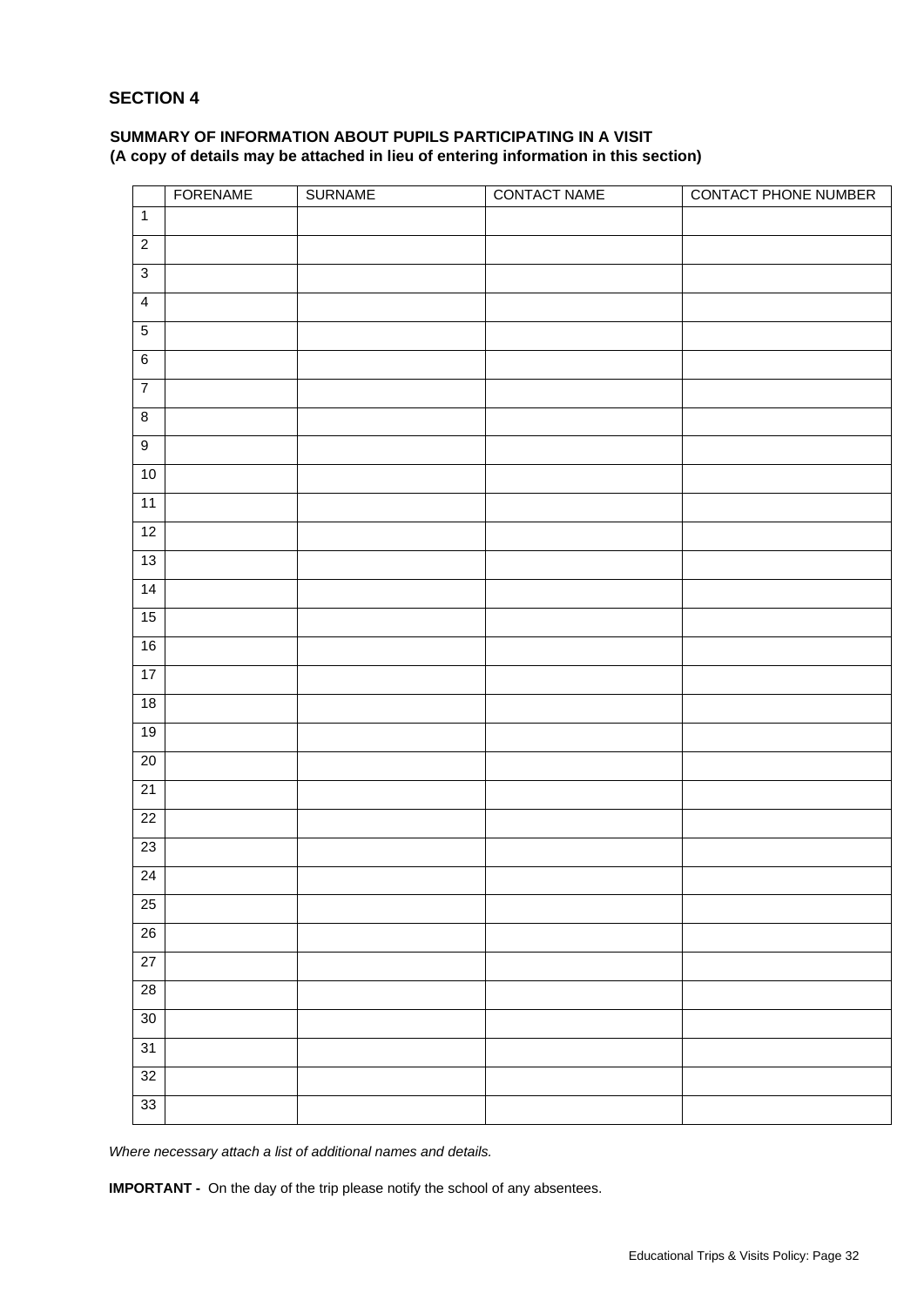## SECTION 4

**SUMMARY OF INFORMATION ABOUT PUPILS PARTICIPATING IN A VISIT**
**(A copy of details may be attached in lieu of entering information in this section)**

| | FORENAME | SURNAME | CONTACT NAME | CONTACT PHONE NUMBER |
|---|---|---|---|---|
| 1 | | | | |
| 2 | | | | |
| 3 | | | | |
| 4 | | | | |
| 5 | | | | |
| 6 | | | | |
| 7 | | | | |
| 8 | | | | |
| 9 | | | | |
| 10 | | | | |
| 11 | | | | |
| 12 | | | | |
| 13 | | | | |
| 14 | | | | |
| 15 | | | | |
| 16 | | | | |
| 17 | | | | |
| 18 | | | | |
| 19 | | | | |
| 20 | | | | |
| 21 | | | | |
| 22 | | | | |
| 23 | | | | |
| 24 | | | | |
| 25 | | | | |
| 26 | | | | |
| 27 | | | | |
| 28 | | | | |
| 30 | | | | |
| 31 | | | | |
| 32 | | | | |
| 33 | | | | |

*Where necessary attach a list of additional names and details.*

**IMPORTANT -** On the day of the trip please notify the school of any absentees.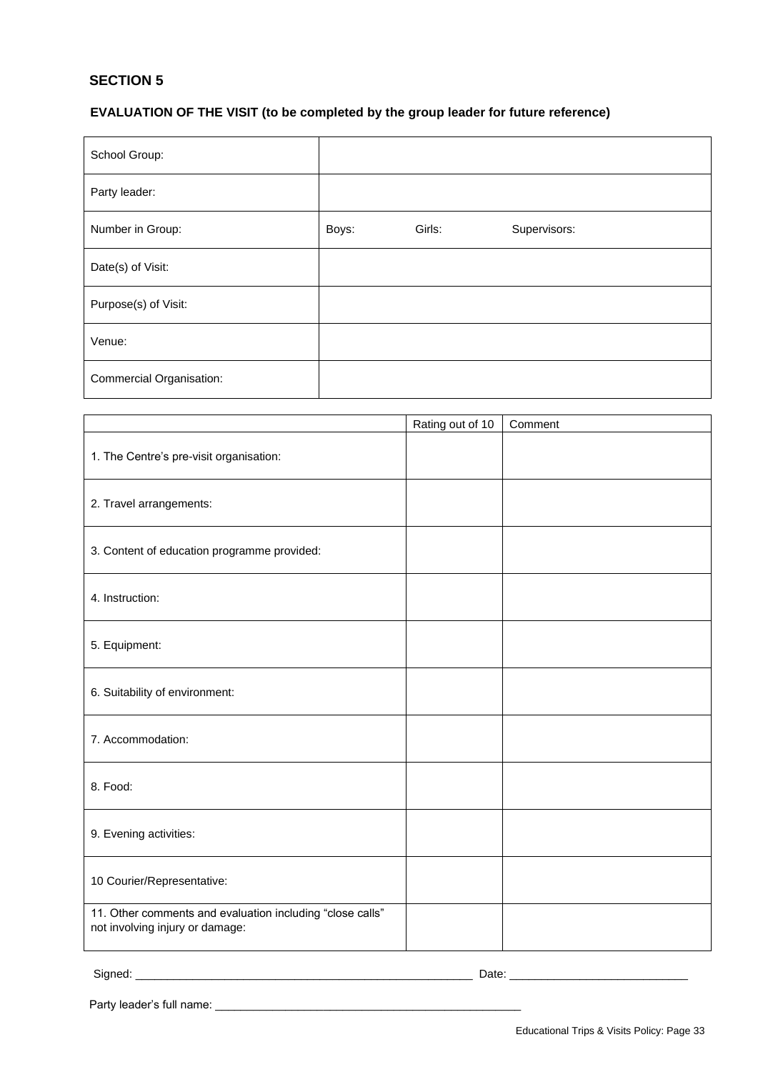## SECTION 5

### EVALUATION OF THE VISIT (to be completed by the group leader for future reference)

| | |
|---|---|
| School Group: | |
| Party leader: | |
| Number in Group: | Boys: Girls: Supervisors: |
| Date(s) of Visit: | |
| Purpose(s) of Visit: | |
| Venue: | |
| Commercial Organisation: | |

| | Rating out of 10 | Comment |
|---|---|---|
| 1. The Centre's pre-visit organisation: | | |
| 2. Travel arrangements: | | |
| 3. Content of education programme provided: | | |
| 4. Instruction: | | |
| 5. Equipment: | | |
| 6. Suitability of environment: | | |
| 7. Accommodation: | | |
| 8. Food: | | |
| 9. Evening activities: | | |
| 10 Courier/Representative: | | |
| 11. Other comments and evaluation including "close calls" not involving injury or damage: | | |

Signed: ______________________________________________________ Date: ____________________________

Party leader's full name: __________________________________________________